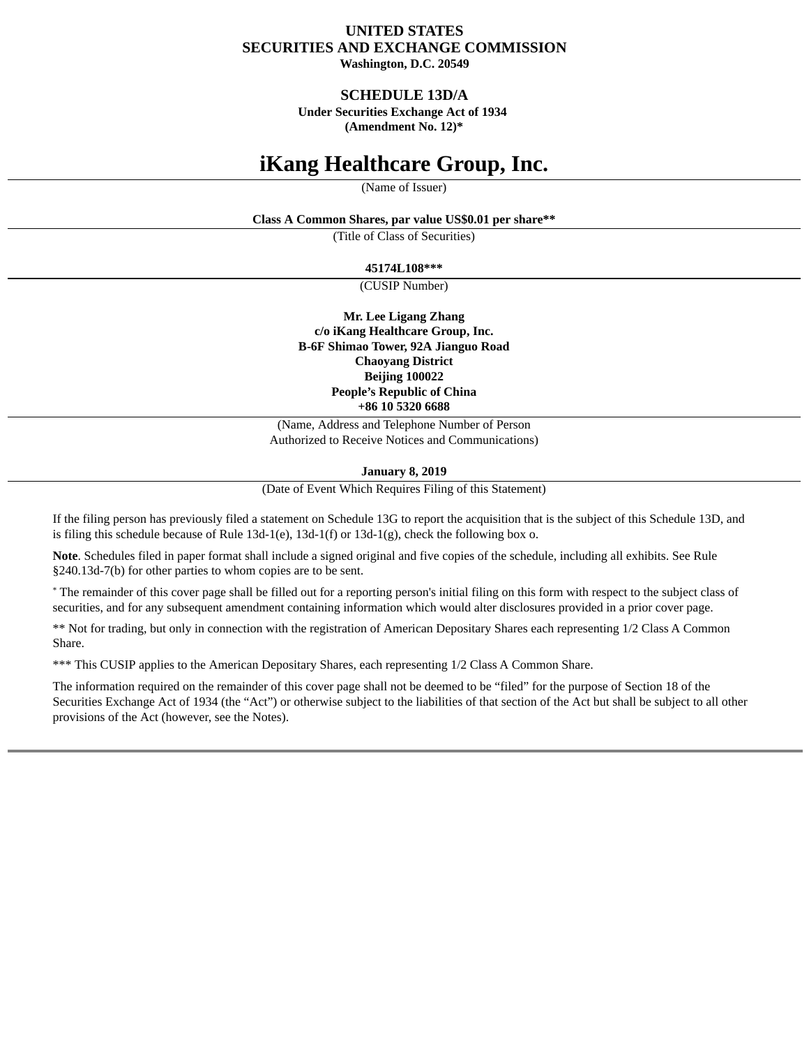**UNITED STATES**
**SECURITIES AND EXCHANGE COMMISSION**
**Washington, D.C. 20549**

**SCHEDULE 13D/A**
**Under Securities Exchange Act of 1934**
**(Amendment No. 12)***

# iKang Healthcare Group, Inc.

(Name of Issuer)

**Class A Common Shares, par value US$0.01 per share****

(Title of Class of Securities)

**45174L108*****

(CUSIP Number)

**Mr. Lee Ligang Zhang**
**c/o iKang Healthcare Group, Inc.**
**B-6F Shimao Tower, 92A Jianguo Road**
**Chaoyang District**
**Beijing 100022**
**People's Republic of China**
**+86 10 5320 6688**

(Name, Address and Telephone Number of Person Authorized to Receive Notices and Communications)

**January 8, 2019**

(Date of Event Which Requires Filing of this Statement)

If the filing person has previously filed a statement on Schedule 13G to report the acquisition that is the subject of this Schedule 13D, and is filing this schedule because of Rule 13d-1(e), 13d-1(f) or 13d-1(g), check the following box o.

**Note**. Schedules filed in paper format shall include a signed original and five copies of the schedule, including all exhibits. See Rule §240.13d-7(b) for other parties to whom copies are to be sent.

* The remainder of this cover page shall be filled out for a reporting person's initial filing on this form with respect to the subject class of securities, and for any subsequent amendment containing information which would alter disclosures provided in a prior cover page.

** Not for trading, but only in connection with the registration of American Depositary Shares each representing 1/2 Class A Common Share.

*** This CUSIP applies to the American Depositary Shares, each representing 1/2 Class A Common Share.

The information required on the remainder of this cover page shall not be deemed to be "filed" for the purpose of Section 18 of the Securities Exchange Act of 1934 (the "Act") or otherwise subject to the liabilities of that section of the Act but shall be subject to all other provisions of the Act (however, see the Notes).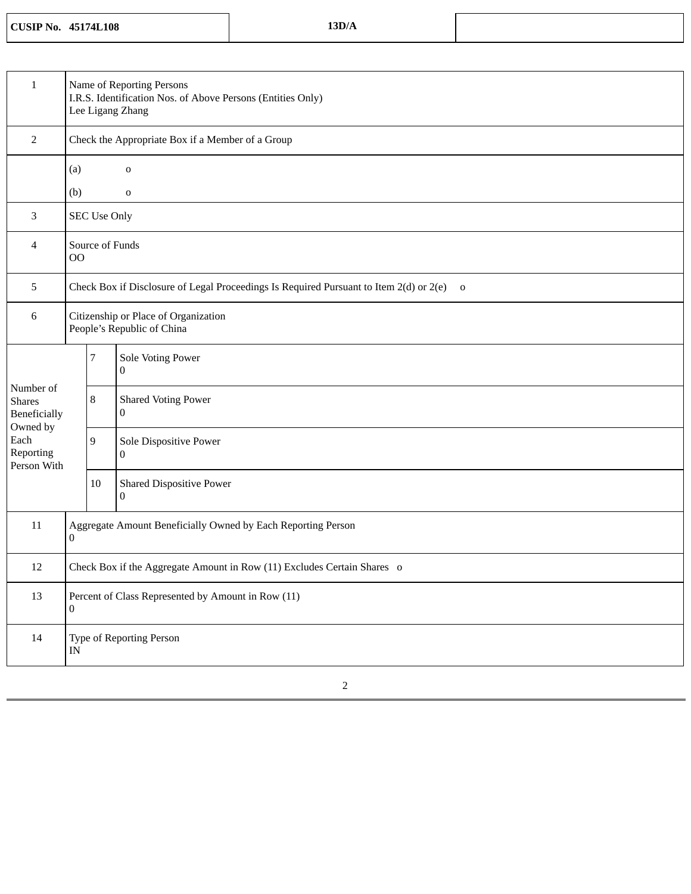| CUSIP No. 45174L108 | 13D/A | |
|---|---|---|

| | | | |
|---|---|---|---|
| 1 | Name of Reporting Persons<br>I.R.S. Identification Nos. of Above Persons (Entities Only)<br>Lee Ligang Zhang | | |
| 2 | Check the Appropriate Box if a Member of a Group | | |
| | (a) o<br>(b) o | | |
| 3 | SEC Use Only | | |
| 4 | Source of Funds<br>OO | | |
| 5 | Check Box if Disclosure of Legal Proceedings Is Required Pursuant to Item 2(d) or 2(e) o | | |
| 6 | Citizenship or Place of Organization<br>People's Republic of China | | |
| Number of Shares Beneficially Owned by Each Reporting Person With | | 7 | Sole Voting Power<br>0 |
| | | 8 | Shared Voting Power<br>0 |
| | | 9 | Sole Dispositive Power<br>0 |
| | | 10 | Shared Dispositive Power<br>0 |
| 11 | Aggregate Amount Beneficially Owned by Each Reporting Person<br>0 | | |
| 12 | Check Box if the Aggregate Amount in Row (11) Excludes Certain Shares o | | |
| 13 | Percent of Class Represented by Amount in Row (11)<br>0 | | |
| 14 | Type of Reporting Person<br>IN | | |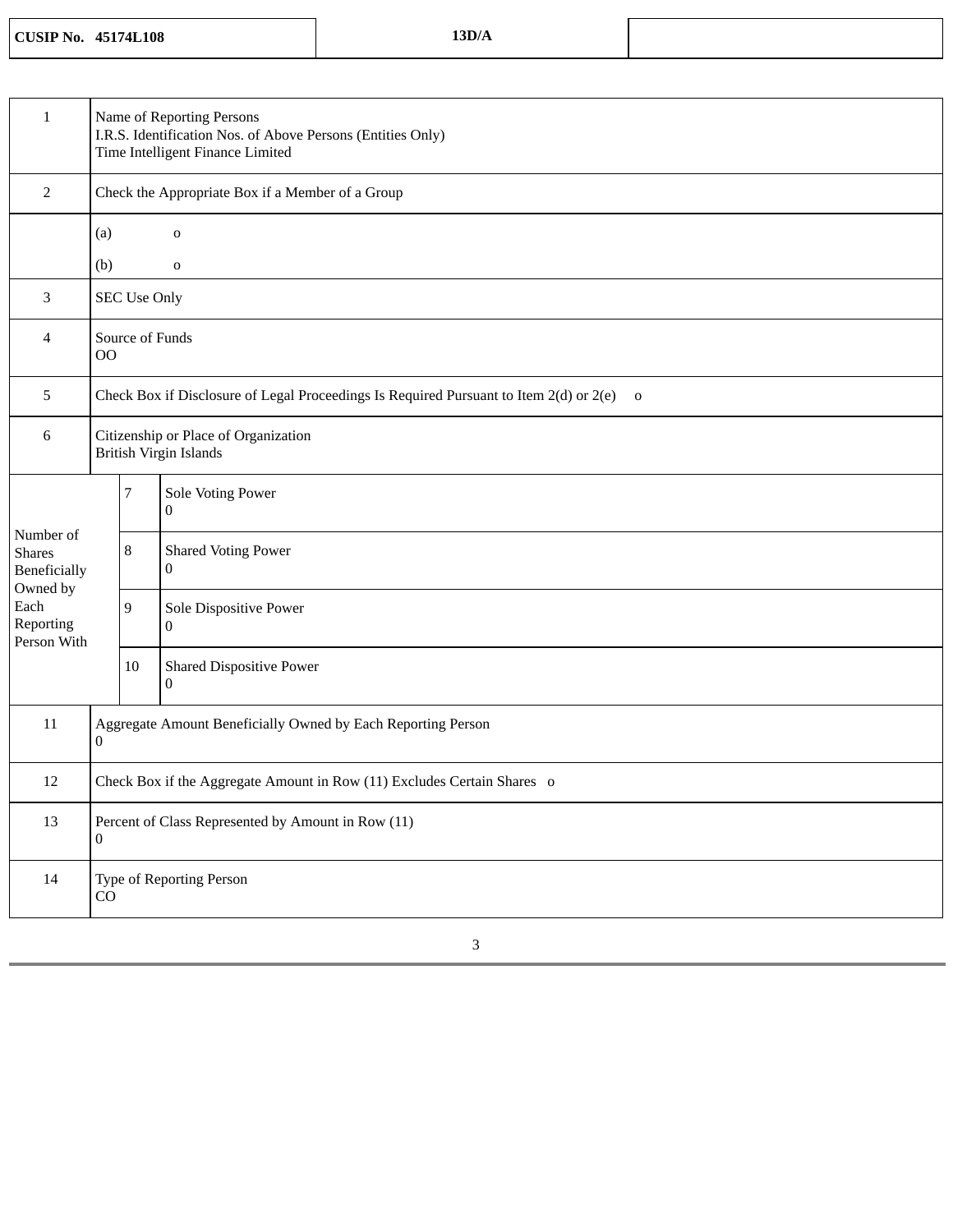| CUSIP No. 45174L108 | 13D/A | |
|---|---|---|

| | | | |
|---|---|---|---|
| 1 | Name of Reporting Persons<br>I.R.S. Identification Nos. of Above Persons (Entities Only)<br>Time Intelligent Finance Limited | | |
| 2 | Check the Appropriate Box if a Member of a Group | | |
| | (a) o<br>(b) o | | |
| 3 | SEC Use Only | | |
| 4 | Source of Funds<br>OO | | |
| 5 | Check Box if Disclosure of Legal Proceedings Is Required Pursuant to Item 2(d) or 2(e) o | | |
| 6 | Citizenship or Place of Organization<br>British Virgin Islands | | |
| Number of Shares Beneficially Owned by Each Reporting Person With | 7 | Sole Voting Power<br>0 | |
| | 8 | Shared Voting Power<br>0 | |
| | 9 | Sole Dispositive Power<br>0 | |
| | 10 | Shared Dispositive Power<br>0 | |
| 11 | Aggregate Amount Beneficially Owned by Each Reporting Person<br>0 | | |
| 12 | Check Box if the Aggregate Amount in Row (11) Excludes Certain Shares o | | |
| 13 | Percent of Class Represented by Amount in Row (11)<br>0 | | |
| 14 | Type of Reporting Person<br>CO | | |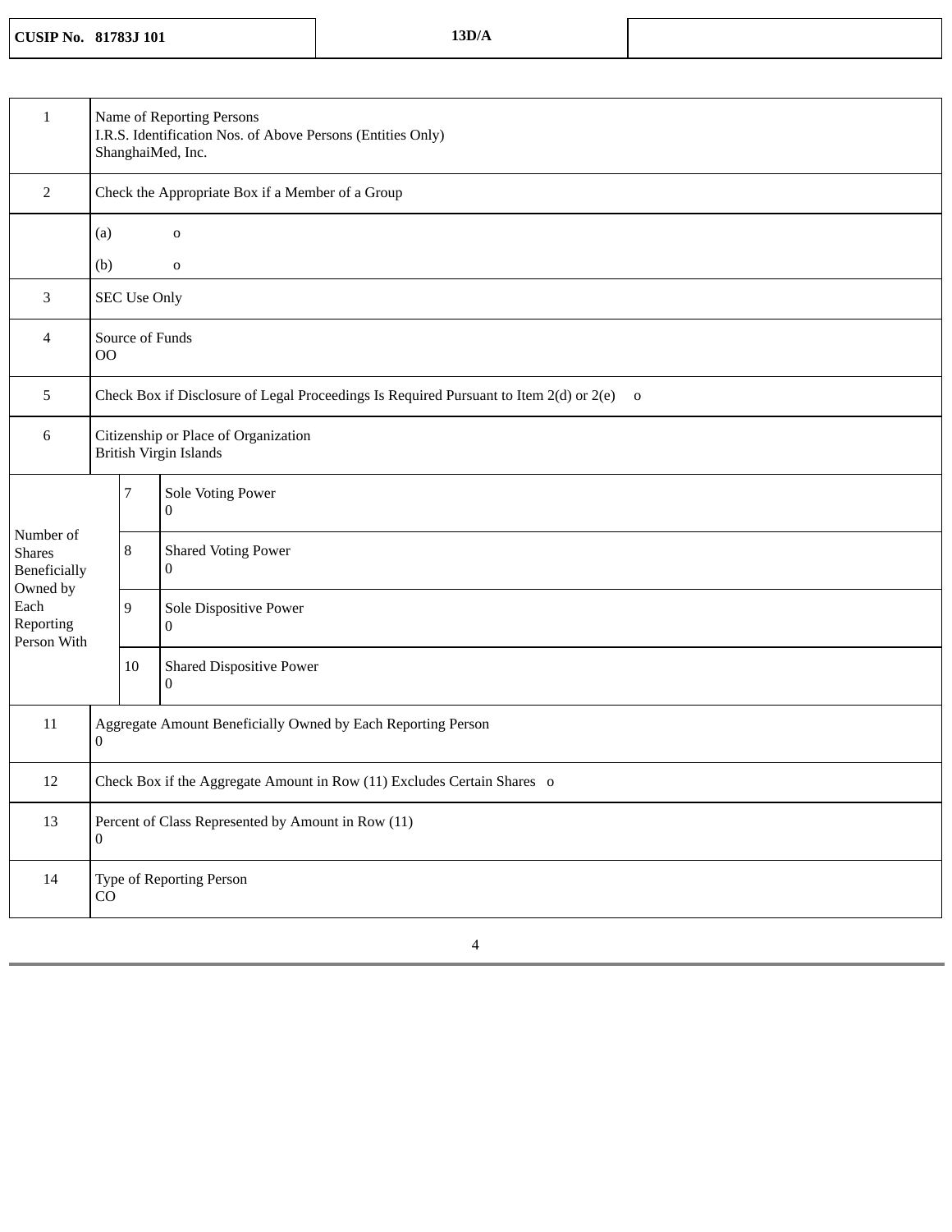| CUSIP No. 81783J 101 | 13D/A | |
|---|---|---|

| | | | |
|---|---|---|---|
| 1 | Name of Reporting Persons<br>I.R.S. Identification Nos. of Above Persons (Entities Only)<br>ShanghaiMed, Inc. | | |
| 2 | Check the Appropriate Box if a Member of a Group | | |
| | (a) o<br>(b) o | | |
| 3 | SEC Use Only | | |
| 4 | Source of Funds<br>OO | | |
| 5 | Check Box if Disclosure of Legal Proceedings Is Required Pursuant to Item 2(d) or 2(e) o | | |
| 6 | Citizenship or Place of Organization<br>British Virgin Islands | | |
| Number of Shares Beneficially Owned by Each Reporting Person With | 7 | Sole Voting Power<br>0 | |
| | 8 | Shared Voting Power<br>0 | |
| | 9 | Sole Dispositive Power<br>0 | |
| | 10 | Shared Dispositive Power<br>0 | |
| 11 | Aggregate Amount Beneficially Owned by Each Reporting Person<br>0 | | |
| 12 | Check Box if the Aggregate Amount in Row (11) Excludes Certain Shares o | | |
| 13 | Percent of Class Represented by Amount in Row (11)<br>0 | | |
| 14 | Type of Reporting Person<br>CO | | |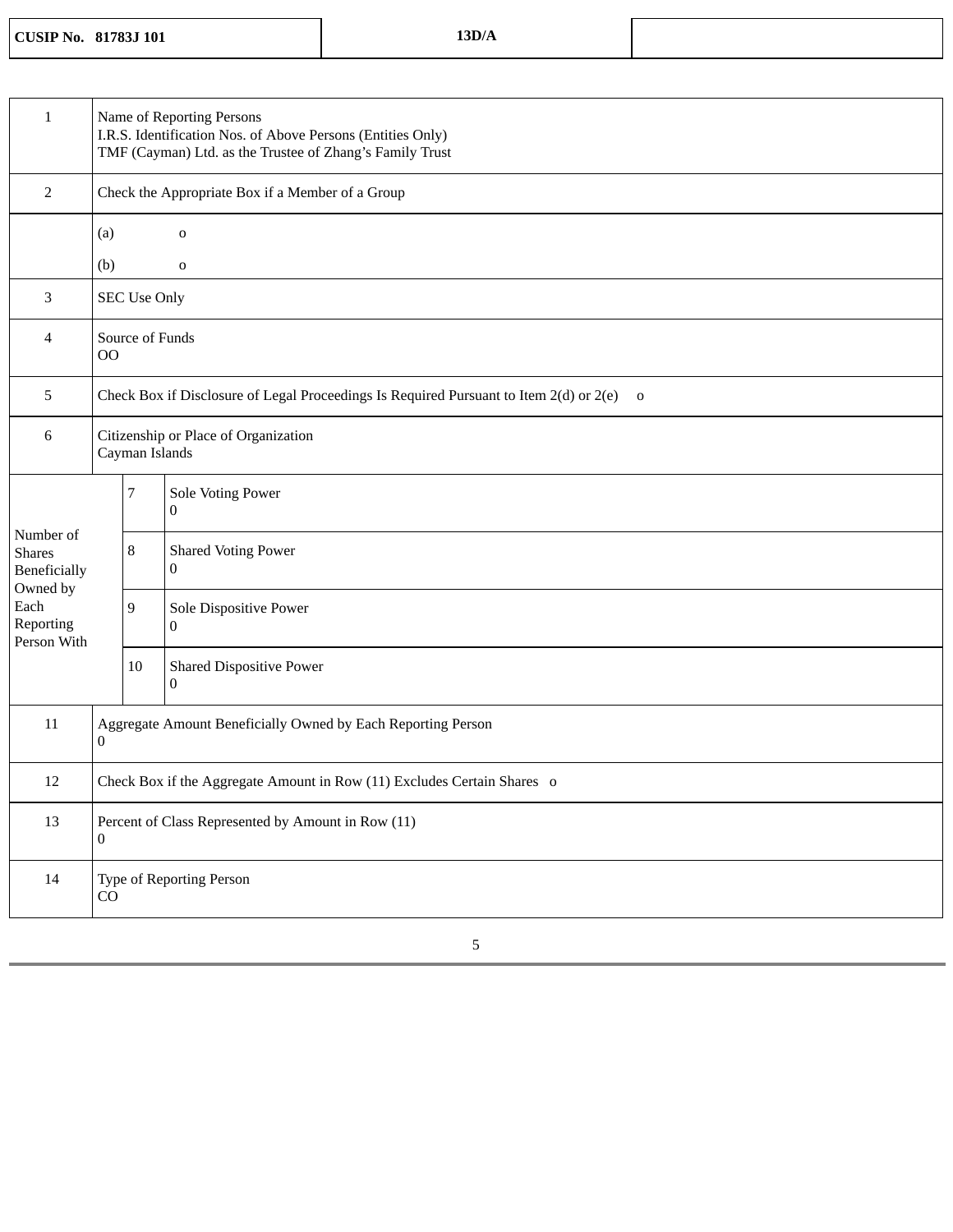| CUSIP No. 81783J 101 | 13D/A | |
|---|---|---|

| | | |
|---|---|---|
| 1 | Name of Reporting Persons<br>I.R.S. Identification Nos. of Above Persons (Entities Only)<br>TMF (Cayman) Ltd. as the Trustee of Zhang's Family Trust | |
| 2 | Check the Appropriate Box if a Member of a Group | |
| | (a) o<br>(b) o | |
| 3 | SEC Use Only | |
| 4 | Source of Funds<br>OO | |
| 5 | Check Box if Disclosure of Legal Proceedings Is Required Pursuant to Item 2(d) or 2(e) o | |
| 6 | Citizenship or Place of Organization<br>Cayman Islands | |
| Number of Shares Beneficially Owned by Each Reporting Person With | 7 | Sole Voting Power<br>0 |
| | 8 | Shared Voting Power<br>0 |
| | 9 | Sole Dispositive Power<br>0 |
| | 10 | Shared Dispositive Power<br>0 |
| 11 | Aggregate Amount Beneficially Owned by Each Reporting Person<br>0 | |
| 12 | Check Box if the Aggregate Amount in Row (11) Excludes Certain Shares o | |
| 13 | Percent of Class Represented by Amount in Row (11)<br>0 | |
| 14 | Type of Reporting Person<br>CO | |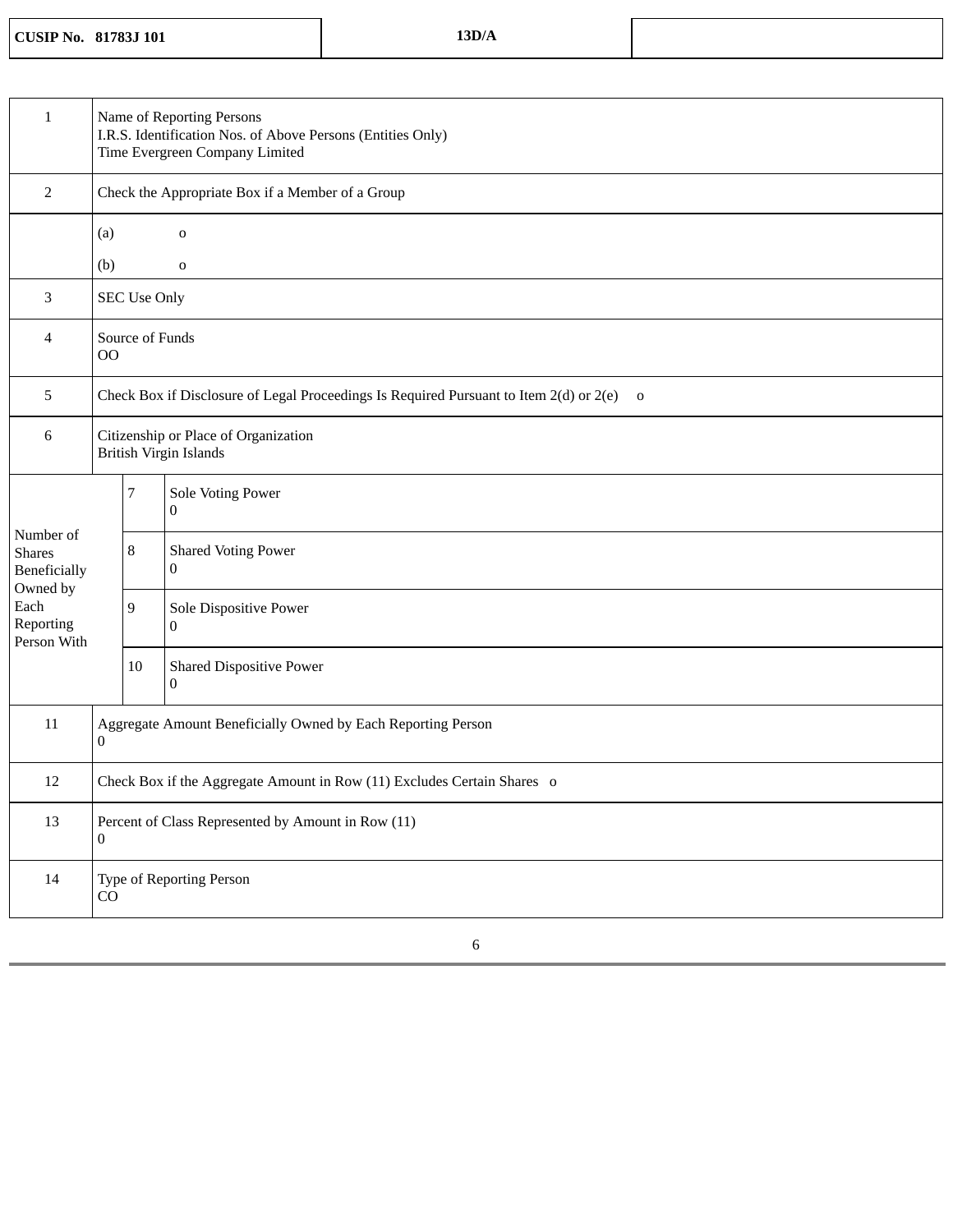| CUSIP No. 81783J 101 | 13D/A | |
|---|---|---|

| | | | |
|---|---|---|---|
| 1 | Name of Reporting Persons<br>I.R.S. Identification Nos. of Above Persons (Entities Only)<br>Time Evergreen Company Limited | | |
| 2 | Check the Appropriate Box if a Member of a Group | | |
| | (a) o<br>(b) o | | |
| 3 | SEC Use Only | | |
| 4 | Source of Funds<br>OO | | |
| 5 | Check Box if Disclosure of Legal Proceedings Is Required Pursuant to Item 2(d) or 2(e) o | | |
| 6 | Citizenship or Place of Organization<br>British Virgin Islands | | |
| Number of Shares Beneficially Owned by Each Reporting Person With | | 7 | Sole Voting Power<br>0 |
| | | 8 | Shared Voting Power<br>0 |
| | | 9 | Sole Dispositive Power<br>0 |
| | | 10 | Shared Dispositive Power<br>0 |
| 11 | Aggregate Amount Beneficially Owned by Each Reporting Person<br>0 | | |
| 12 | Check Box if the Aggregate Amount in Row (11) Excludes Certain Shares o | | |
| 13 | Percent of Class Represented by Amount in Row (11)<br>0 | | |
| 14 | Type of Reporting Person<br>CO | | |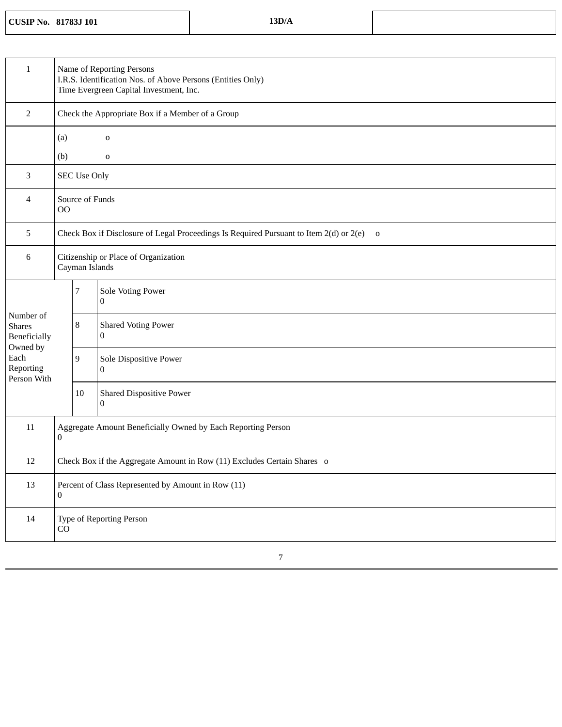| CUSIP No. 81783J 101 | 13D/A | |
|---|---|---|

| | | |
|---|---|---|
| 1 | Name of Reporting Persons<br>I.R.S. Identification Nos. of Above Persons (Entities Only)<br>Time Evergreen Capital Investment, Inc. | |
| 2 | Check the Appropriate Box if a Member of a Group | |
| | (a) o<br>(b) o | |
| 3 | SEC Use Only | |
| 4 | Source of Funds<br>OO | |
| 5 | Check Box if Disclosure of Legal Proceedings Is Required Pursuant to Item 2(d) or 2(e) o | |
| 6 | Citizenship or Place of Organization<br>Cayman Islands | |
| Number of Shares Beneficially Owned by Each Reporting Person With | 7 | Sole Voting Power<br>0 |
| | 8 | Shared Voting Power<br>0 |
| | 9 | Sole Dispositive Power<br>0 |
| | 10 | Shared Dispositive Power<br>0 |
| 11 | Aggregate Amount Beneficially Owned by Each Reporting Person<br>0 | |
| 12 | Check Box if the Aggregate Amount in Row (11) Excludes Certain Shares o | |
| 13 | Percent of Class Represented by Amount in Row (11)<br>0 | |
| 14 | Type of Reporting Person<br>CO | |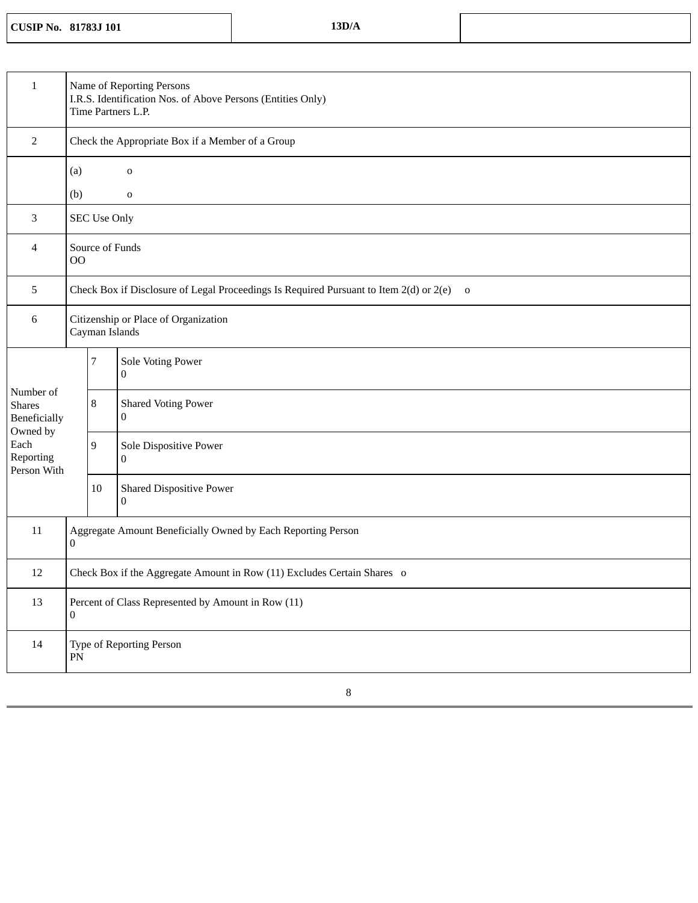| CUSIP No. 81783J 101 | 13D/A | |
|---|---|---|

| | | | |
|---|---|---|---|
| 1 | Name of Reporting Persons<br>I.R.S. Identification Nos. of Above Persons (Entities Only)<br>Time Partners L.P. | | |
| 2 | Check the Appropriate Box if a Member of a Group | | |
| | (a) o<br>(b) o | | |
| 3 | SEC Use Only | | |
| 4 | Source of Funds<br>OO | | |
| 5 | Check Box if Disclosure of Legal Proceedings Is Required Pursuant to Item 2(d) or 2(e) o | | |
| 6 | Citizenship or Place of Organization<br>Cayman Islands | | |
| Number of Shares Beneficially Owned by Each Reporting Person With | 7 | Sole Voting Power<br>0 | |
| | 8 | Shared Voting Power<br>0 | |
| | 9 | Sole Dispositive Power<br>0 | |
| | 10 | Shared Dispositive Power<br>0 | |
| 11 | Aggregate Amount Beneficially Owned by Each Reporting Person<br>0 | | |
| 12 | Check Box if the Aggregate Amount in Row (11) Excludes Certain Shares o | | |
| 13 | Percent of Class Represented by Amount in Row (11)<br>0 | | |
| 14 | Type of Reporting Person<br>PN | | |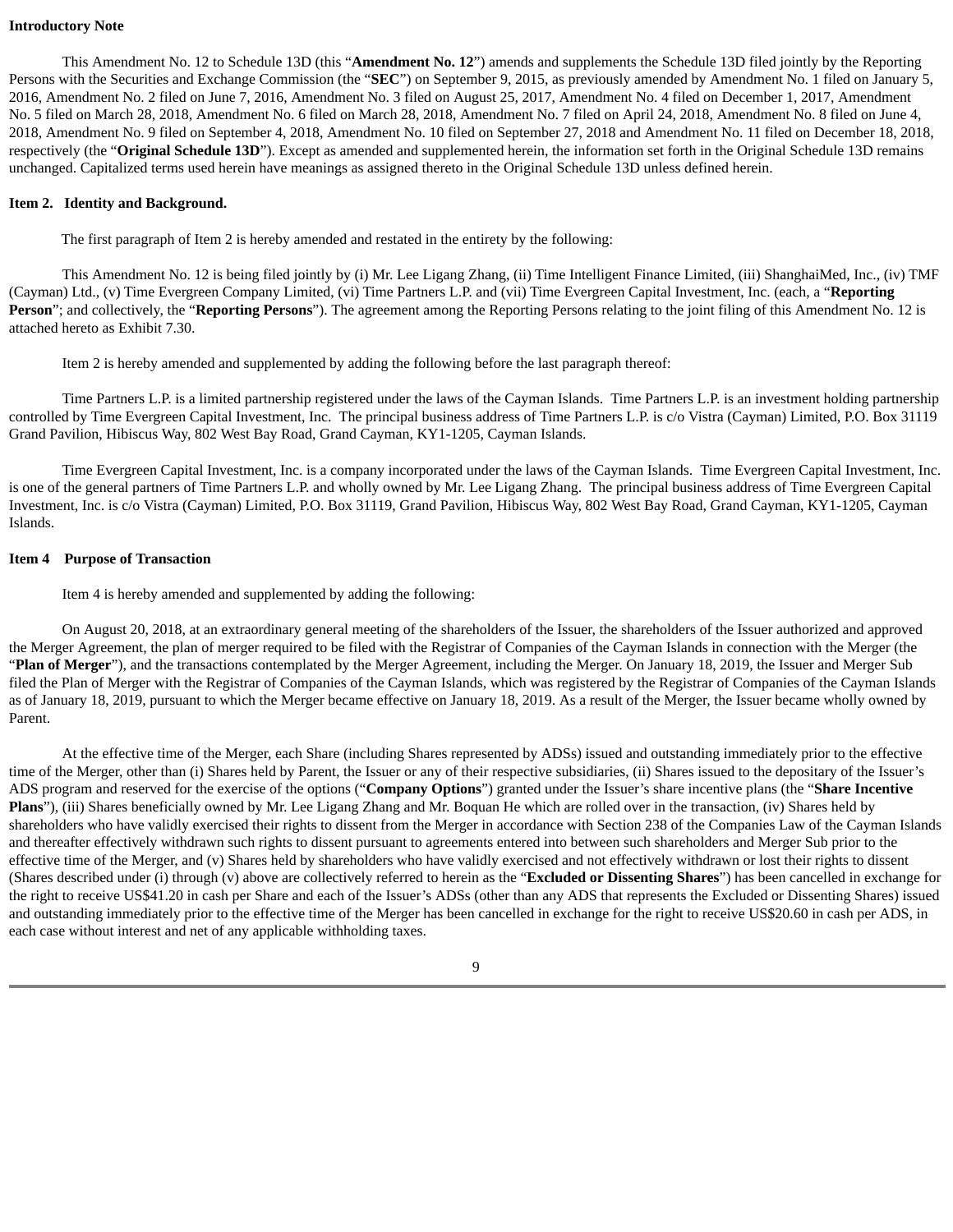**Introductory Note**

This Amendment No. 12 to Schedule 13D (this "**Amendment No. 12**") amends and supplements the Schedule 13D filed jointly by the Reporting Persons with the Securities and Exchange Commission (the "**SEC**") on September 9, 2015, as previously amended by Amendment No. 1 filed on January 5, 2016, Amendment No. 2 filed on June 7, 2016, Amendment No. 3 filed on August 25, 2017, Amendment No. 4 filed on December 1, 2017, Amendment No. 5 filed on March 28, 2018, Amendment No. 6 filed on March 28, 2018, Amendment No. 7 filed on April 24, 2018, Amendment No. 8 filed on June 4, 2018, Amendment No. 9 filed on September 4, 2018, Amendment No. 10 filed on September 27, 2018 and Amendment No. 11 filed on December 18, 2018, respectively (the "**Original Schedule 13D**"). Except as amended and supplemented herein, the information set forth in the Original Schedule 13D remains unchanged. Capitalized terms used herein have meanings as assigned thereto in the Original Schedule 13D unless defined herein.

**Item 2. Identity and Background.**

The first paragraph of Item 2 is hereby amended and restated in the entirety by the following:

This Amendment No. 12 is being filed jointly by (i) Mr. Lee Ligang Zhang, (ii) Time Intelligent Finance Limited, (iii) ShanghaiMed, Inc., (iv) TMF (Cayman) Ltd., (v) Time Evergreen Company Limited, (vi) Time Partners L.P. and (vii) Time Evergreen Capital Investment, Inc. (each, a "**Reporting Person**"; and collectively, the "**Reporting Persons**"). The agreement among the Reporting Persons relating to the joint filing of this Amendment No. 12 is attached hereto as Exhibit 7.30.

Item 2 is hereby amended and supplemented by adding the following before the last paragraph thereof:

Time Partners L.P. is a limited partnership registered under the laws of the Cayman Islands. Time Partners L.P. is an investment holding partnership controlled by Time Evergreen Capital Investment, Inc. The principal business address of Time Partners L.P. is c/o Vistra (Cayman) Limited, P.O. Box 31119 Grand Pavilion, Hibiscus Way, 802 West Bay Road, Grand Cayman, KY1-1205, Cayman Islands.

Time Evergreen Capital Investment, Inc. is a company incorporated under the laws of the Cayman Islands. Time Evergreen Capital Investment, Inc. is one of the general partners of Time Partners L.P. and wholly owned by Mr. Lee Ligang Zhang. The principal business address of Time Evergreen Capital Investment, Inc. is c/o Vistra (Cayman) Limited, P.O. Box 31119, Grand Pavilion, Hibiscus Way, 802 West Bay Road, Grand Cayman, KY1-1205, Cayman Islands.

**Item 4 Purpose of Transaction**

Item 4 is hereby amended and supplemented by adding the following:

On August 20, 2018, at an extraordinary general meeting of the shareholders of the Issuer, the shareholders of the Issuer authorized and approved the Merger Agreement, the plan of merger required to be filed with the Registrar of Companies of the Cayman Islands in connection with the Merger (the "**Plan of Merger**"), and the transactions contemplated by the Merger Agreement, including the Merger. On January 18, 2019, the Issuer and Merger Sub filed the Plan of Merger with the Registrar of Companies of the Cayman Islands, which was registered by the Registrar of Companies of the Cayman Islands as of January 18, 2019, pursuant to which the Merger became effective on January 18, 2019. As a result of the Merger, the Issuer became wholly owned by Parent.

At the effective time of the Merger, each Share (including Shares represented by ADSs) issued and outstanding immediately prior to the effective time of the Merger, other than (i) Shares held by Parent, the Issuer or any of their respective subsidiaries, (ii) Shares issued to the depositary of the Issuer's ADS program and reserved for the exercise of the options ("**Company Options**") granted under the Issuer's share incentive plans (the "**Share Incentive Plans**"), (iii) Shares beneficially owned by Mr. Lee Ligang Zhang and Mr. Boquan He which are rolled over in the transaction, (iv) Shares held by shareholders who have validly exercised their rights to dissent from the Merger in accordance with Section 238 of the Companies Law of the Cayman Islands and thereafter effectively withdrawn such rights to dissent pursuant to agreements entered into between such shareholders and Merger Sub prior to the effective time of the Merger, and (v) Shares held by shareholders who have validly exercised and not effectively withdrawn or lost their rights to dissent (Shares described under (i) through (v) above are collectively referred to herein as the "**Excluded or Dissenting Shares**") has been cancelled in exchange for the right to receive US$41.20 in cash per Share and each of the Issuer's ADSs (other than any ADS that represents the Excluded or Dissenting Shares) issued and outstanding immediately prior to the effective time of the Merger has been cancelled in exchange for the right to receive US$20.60 in cash per ADS, in each case without interest and net of any applicable withholding taxes.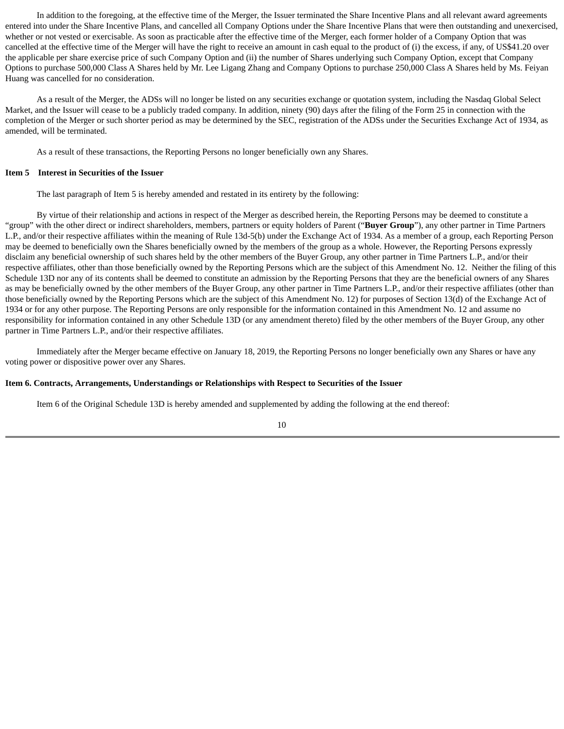In addition to the foregoing, at the effective time of the Merger, the Issuer terminated the Share Incentive Plans and all relevant award agreements entered into under the Share Incentive Plans, and cancelled all Company Options under the Share Incentive Plans that were then outstanding and unexercised, whether or not vested or exercisable. As soon as practicable after the effective time of the Merger, each former holder of a Company Option that was cancelled at the effective time of the Merger will have the right to receive an amount in cash equal to the product of (i) the excess, if any, of US$41.20 over the applicable per share exercise price of such Company Option and (ii) the number of Shares underlying such Company Option, except that Company Options to purchase 500,000 Class A Shares held by Mr. Lee Ligang Zhang and Company Options to purchase 250,000 Class A Shares held by Ms. Feiyan Huang was cancelled for no consideration.

As a result of the Merger, the ADSs will no longer be listed on any securities exchange or quotation system, including the Nasdaq Global Select Market, and the Issuer will cease to be a publicly traded company. In addition, ninety (90) days after the filing of the Form 25 in connection with the completion of the Merger or such shorter period as may be determined by the SEC, registration of the ADSs under the Securities Exchange Act of 1934, as amended, will be terminated.

As a result of these transactions, the Reporting Persons no longer beneficially own any Shares.

**Item 5 Interest in Securities of the Issuer**

The last paragraph of Item 5 is hereby amended and restated in its entirety by the following:

By virtue of their relationship and actions in respect of the Merger as described herein, the Reporting Persons may be deemed to constitute a "group" with the other direct or indirect shareholders, members, partners or equity holders of Parent ("**Buyer Group**"), any other partner in Time Partners L.P., and/or their respective affiliates within the meaning of Rule 13d-5(b) under the Exchange Act of 1934. As a member of a group, each Reporting Person may be deemed to beneficially own the Shares beneficially owned by the members of the group as a whole. However, the Reporting Persons expressly disclaim any beneficial ownership of such shares held by the other members of the Buyer Group, any other partner in Time Partners L.P., and/or their respective affiliates, other than those beneficially owned by the Reporting Persons which are the subject of this Amendment No. 12. Neither the filing of this Schedule 13D nor any of its contents shall be deemed to constitute an admission by the Reporting Persons that they are the beneficial owners of any Shares as may be beneficially owned by the other members of the Buyer Group, any other partner in Time Partners L.P., and/or their respective affiliates (other than those beneficially owned by the Reporting Persons which are the subject of this Amendment No. 12) for purposes of Section 13(d) of the Exchange Act of 1934 or for any other purpose. The Reporting Persons are only responsible for the information contained in this Amendment No. 12 and assume no responsibility for information contained in any other Schedule 13D (or any amendment thereto) filed by the other members of the Buyer Group, any other partner in Time Partners L.P., and/or their respective affiliates.

Immediately after the Merger became effective on January 18, 2019, the Reporting Persons no longer beneficially own any Shares or have any voting power or dispositive power over any Shares.

**Item 6. Contracts, Arrangements, Understandings or Relationships with Respect to Securities of the Issuer**

Item 6 of the Original Schedule 13D is hereby amended and supplemented by adding the following at the end thereof: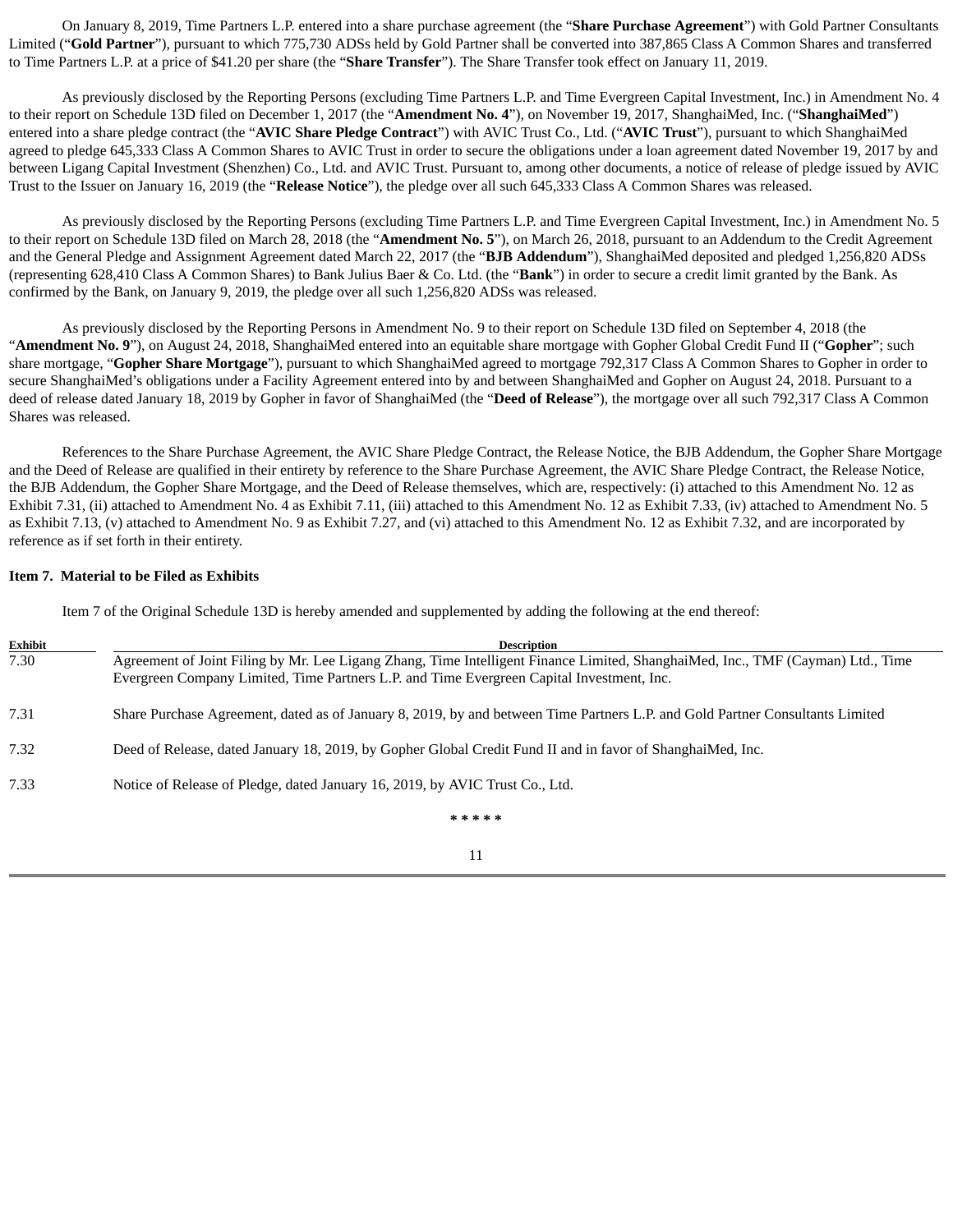On January 8, 2019, Time Partners L.P. entered into a share purchase agreement (the "**Share Purchase Agreement**") with Gold Partner Consultants Limited ("**Gold Partner**"), pursuant to which 775,730 ADSs held by Gold Partner shall be converted into 387,865 Class A Common Shares and transferred to Time Partners L.P. at a price of $41.20 per share (the "**Share Transfer**"). The Share Transfer took effect on January 11, 2019.

As previously disclosed by the Reporting Persons (excluding Time Partners L.P. and Time Evergreen Capital Investment, Inc.) in Amendment No. 4 to their report on Schedule 13D filed on December 1, 2017 (the "**Amendment No. 4**"), on November 19, 2017, ShanghaiMed, Inc. ("**ShanghaiMed**") entered into a share pledge contract (the "**AVIC Share Pledge Contract**") with AVIC Trust Co., Ltd. ("**AVIC Trust**"), pursuant to which ShanghaiMed agreed to pledge 645,333 Class A Common Shares to AVIC Trust in order to secure the obligations under a loan agreement dated November 19, 2017 by and between Ligang Capital Investment (Shenzhen) Co., Ltd. and AVIC Trust. Pursuant to, among other documents, a notice of release of pledge issued by AVIC Trust to the Issuer on January 16, 2019 (the "**Release Notice**"), the pledge over all such 645,333 Class A Common Shares was released.

As previously disclosed by the Reporting Persons (excluding Time Partners L.P. and Time Evergreen Capital Investment, Inc.) in Amendment No. 5 to their report on Schedule 13D filed on March 28, 2018 (the "**Amendment No. 5**"), on March 26, 2018, pursuant to an Addendum to the Credit Agreement and the General Pledge and Assignment Agreement dated March 22, 2017 (the "**BJB Addendum**"), ShanghaiMed deposited and pledged 1,256,820 ADSs (representing 628,410 Class A Common Shares) to Bank Julius Baer & Co. Ltd. (the "**Bank**") in order to secure a credit limit granted by the Bank. As confirmed by the Bank, on January 9, 2019, the pledge over all such 1,256,820 ADSs was released.

As previously disclosed by the Reporting Persons in Amendment No. 9 to their report on Schedule 13D filed on September 4, 2018 (the "**Amendment No. 9**"), on August 24, 2018, ShanghaiMed entered into an equitable share mortgage with Gopher Global Credit Fund II ("**Gopher**"; such share mortgage, "**Gopher Share Mortgage**"), pursuant to which ShanghaiMed agreed to mortgage 792,317 Class A Common Shares to Gopher in order to secure ShanghaiMed's obligations under a Facility Agreement entered into by and between ShanghaiMed and Gopher on August 24, 2018. Pursuant to a deed of release dated January 18, 2019 by Gopher in favor of ShanghaiMed (the "**Deed of Release**"), the mortgage over all such 792,317 Class A Common Shares was released.

References to the Share Purchase Agreement, the AVIC Share Pledge Contract, the Release Notice, the BJB Addendum, the Gopher Share Mortgage and the Deed of Release are qualified in their entirety by reference to the Share Purchase Agreement, the AVIC Share Pledge Contract, the Release Notice, the BJB Addendum, the Gopher Share Mortgage, and the Deed of Release themselves, which are, respectively: (i) attached to this Amendment No. 12 as Exhibit 7.31, (ii) attached to Amendment No. 4 as Exhibit 7.11, (iii) attached to this Amendment No. 12 as Exhibit 7.33, (iv) attached to Amendment No. 5 as Exhibit 7.13, (v) attached to Amendment No. 9 as Exhibit 7.27, and (vi) attached to this Amendment No. 12 as Exhibit 7.32, and are incorporated by reference as if set forth in their entirety.

**Item 7. Material to be Filed as Exhibits**

Item 7 of the Original Schedule 13D is hereby amended and supplemented by adding the following at the end thereof:

| Exhibit | Description |
|---|---|
| 7.30 | Agreement of Joint Filing by Mr. Lee Ligang Zhang, Time Intelligent Finance Limited, ShanghaiMed, Inc., TMF (Cayman) Ltd., Time Evergreen Company Limited, Time Partners L.P. and Time Evergreen Capital Investment, Inc. |
| 7.31 | Share Purchase Agreement, dated as of January 8, 2019, by and between Time Partners L.P. and Gold Partner Consultants Limited |
| 7.32 | Deed of Release, dated January 18, 2019, by Gopher Global Credit Fund II and in favor of ShanghaiMed, Inc. |
| 7.33 | Notice of Release of Pledge, dated January 16, 2019, by AVIC Trust Co., Ltd. |

* * * * *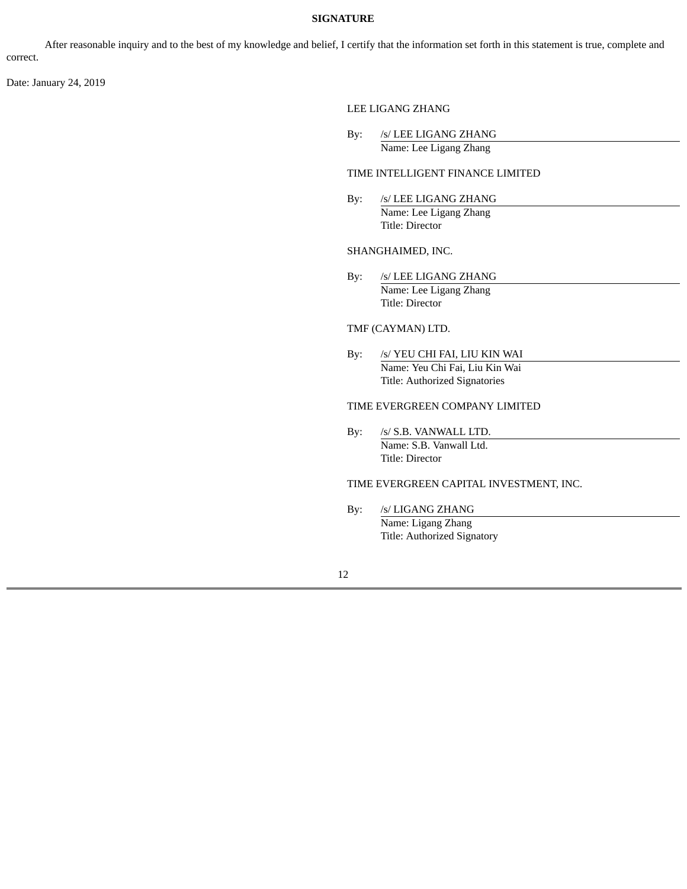## SIGNATURE

After reasonable inquiry and to the best of my knowledge and belief, I certify that the information set forth in this statement is true, complete and correct.

Date: January 24, 2019

LEE LIGANG ZHANG

By: /s/ LEE LIGANG ZHANG
Name: Lee Ligang Zhang

TIME INTELLIGENT FINANCE LIMITED

By: /s/ LEE LIGANG ZHANG
Name: Lee Ligang Zhang
Title: Director

SHANGHAIMED, INC.

By: /s/ LEE LIGANG ZHANG
Name: Lee Ligang Zhang
Title: Director

TMF (CAYMAN) LTD.

By: /s/ YEU CHI FAI, LIU KIN WAI
Name: Yeu Chi Fai, Liu Kin Wai
Title: Authorized Signatories

TIME EVERGREEN COMPANY LIMITED

By: /s/ S.B. VANWALL LTD.
Name: S.B. Vanwall Ltd.
Title: Director

TIME EVERGREEN CAPITAL INVESTMENT, INC.

By: /s/ LIGANG ZHANG
Name: Ligang Zhang
Title: Authorized Signatory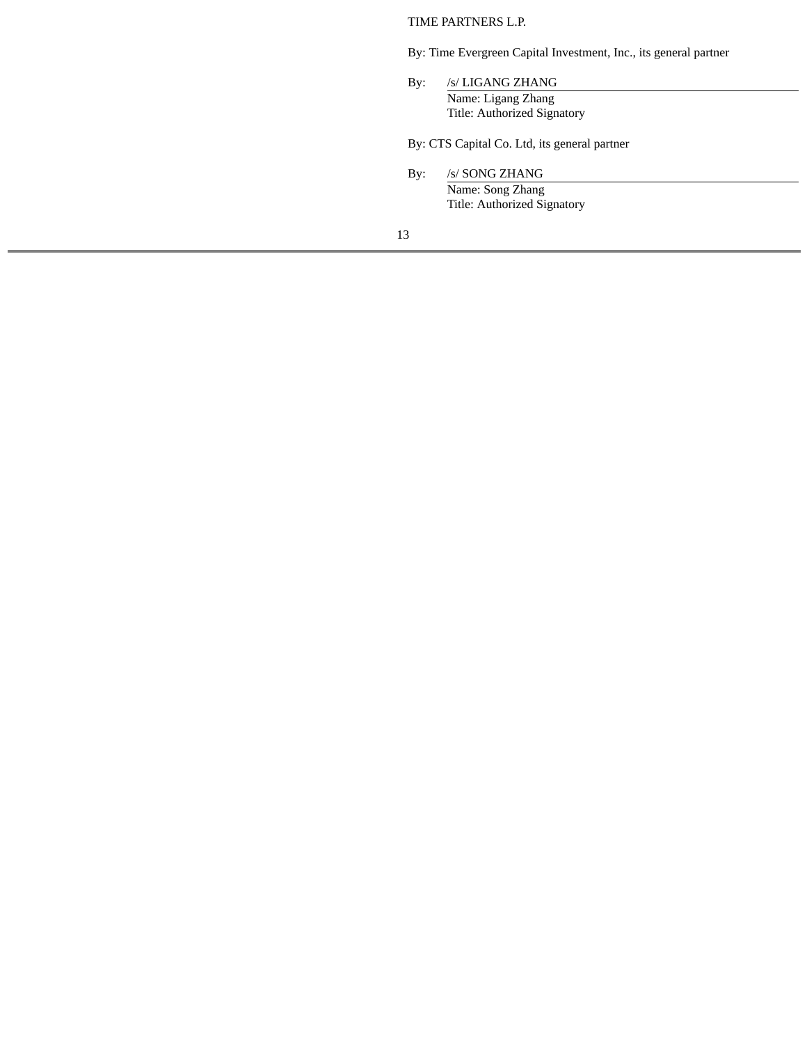TIME PARTNERS L.P.

By: Time Evergreen Capital Investment, Inc., its general partner

By: /s/ LIGANG ZHANG
Name: Ligang Zhang
Title: Authorized Signatory

By: CTS Capital Co. Ltd, its general partner

By: /s/ SONG ZHANG
Name: Song Zhang
Title: Authorized Signatory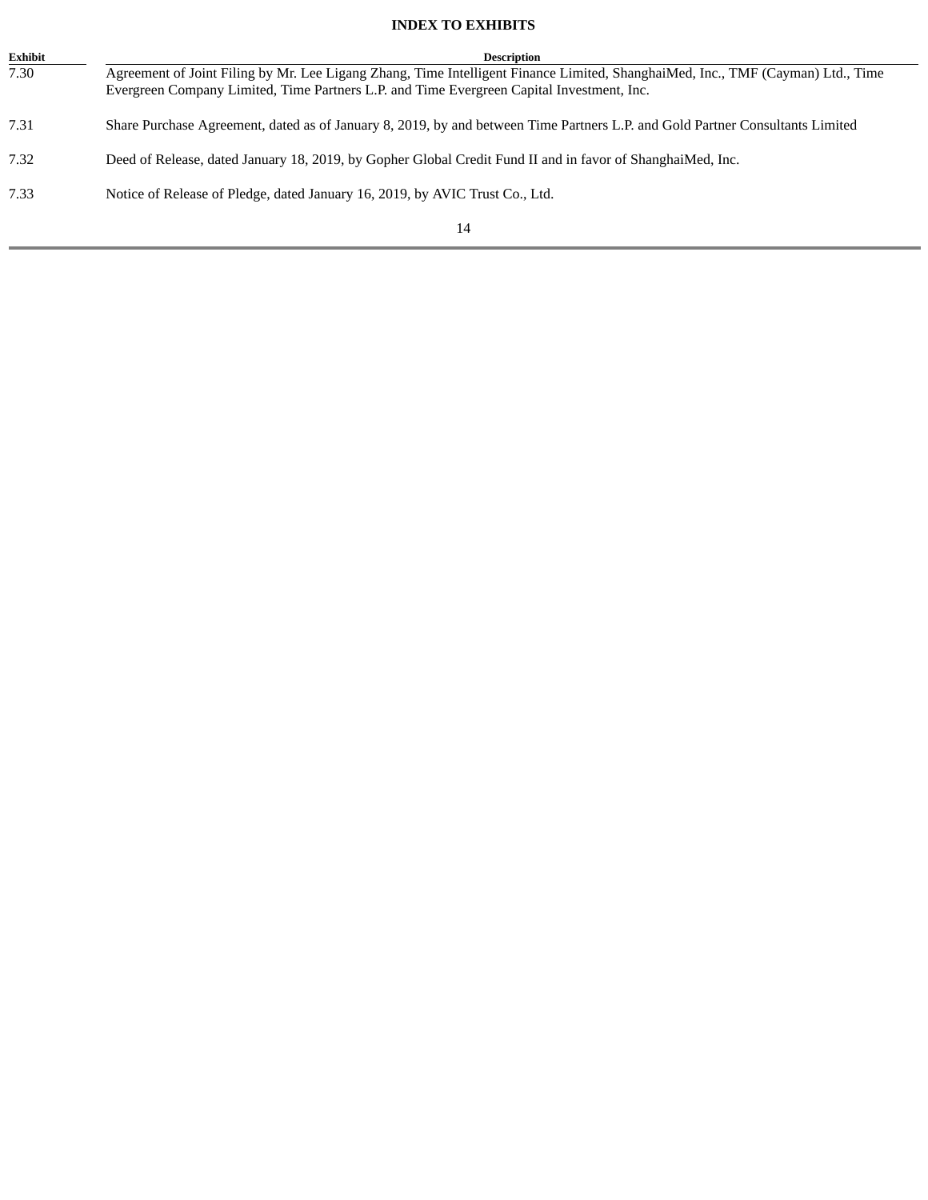**INDEX TO EXHIBITS**

| Exhibit | Description |
| --- | --- |
| 7.30 | Agreement of Joint Filing by Mr. Lee Ligang Zhang, Time Intelligent Finance Limited, ShanghaiMed, Inc., TMF (Cayman) Ltd., Time Evergreen Company Limited, Time Partners L.P. and Time Evergreen Capital Investment, Inc. |
| 7.31 | Share Purchase Agreement, dated as of January 8, 2019, by and between Time Partners L.P. and Gold Partner Consultants Limited |
| 7.32 | Deed of Release, dated January 18, 2019, by Gopher Global Credit Fund II and in favor of ShanghaiMed, Inc. |
| 7.33 | Notice of Release of Pledge, dated January 16, 2019, by AVIC Trust Co., Ltd. |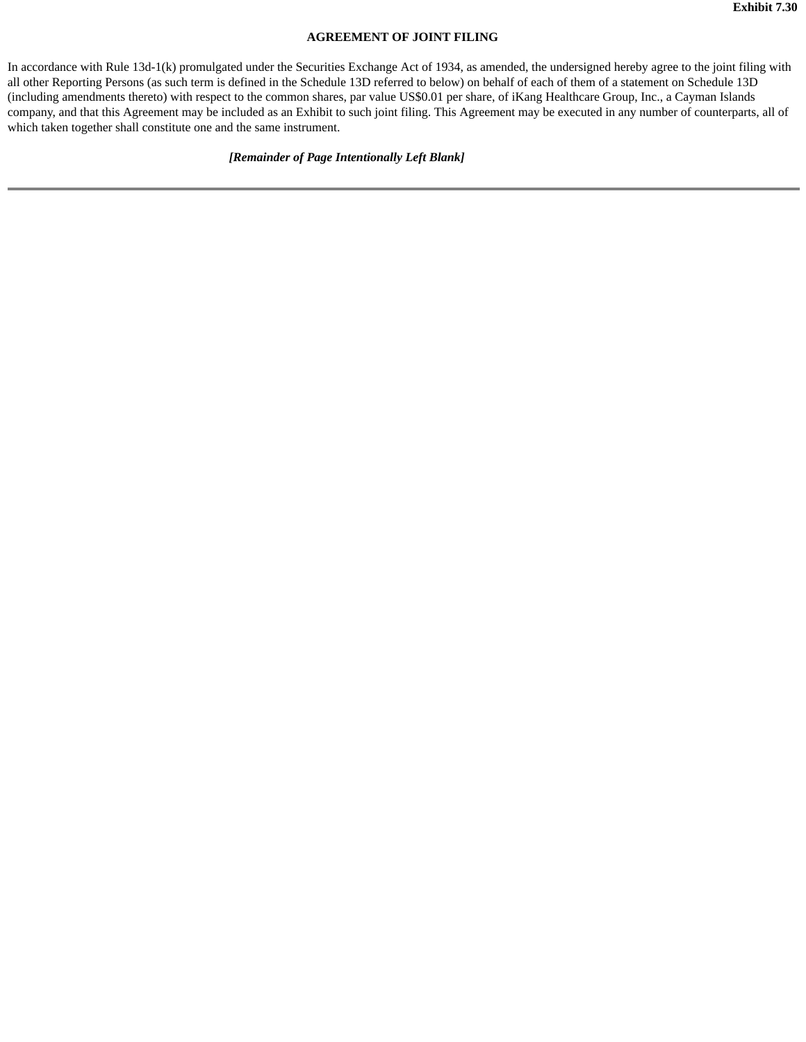**Exhibit 7.30**

**AGREEMENT OF JOINT FILING**

In accordance with Rule 13d-1(k) promulgated under the Securities Exchange Act of 1934, as amended, the undersigned hereby agree to the joint filing with all other Reporting Persons (as such term is defined in the Schedule 13D referred to below) on behalf of each of them of a statement on Schedule 13D (including amendments thereto) with respect to the common shares, par value US$0.01 per share, of iKang Healthcare Group, Inc., a Cayman Islands company, and that this Agreement may be included as an Exhibit to such joint filing. This Agreement may be executed in any number of counterparts, all of which taken together shall constitute one and the same instrument.

***[Remainder of Page Intentionally Left Blank]***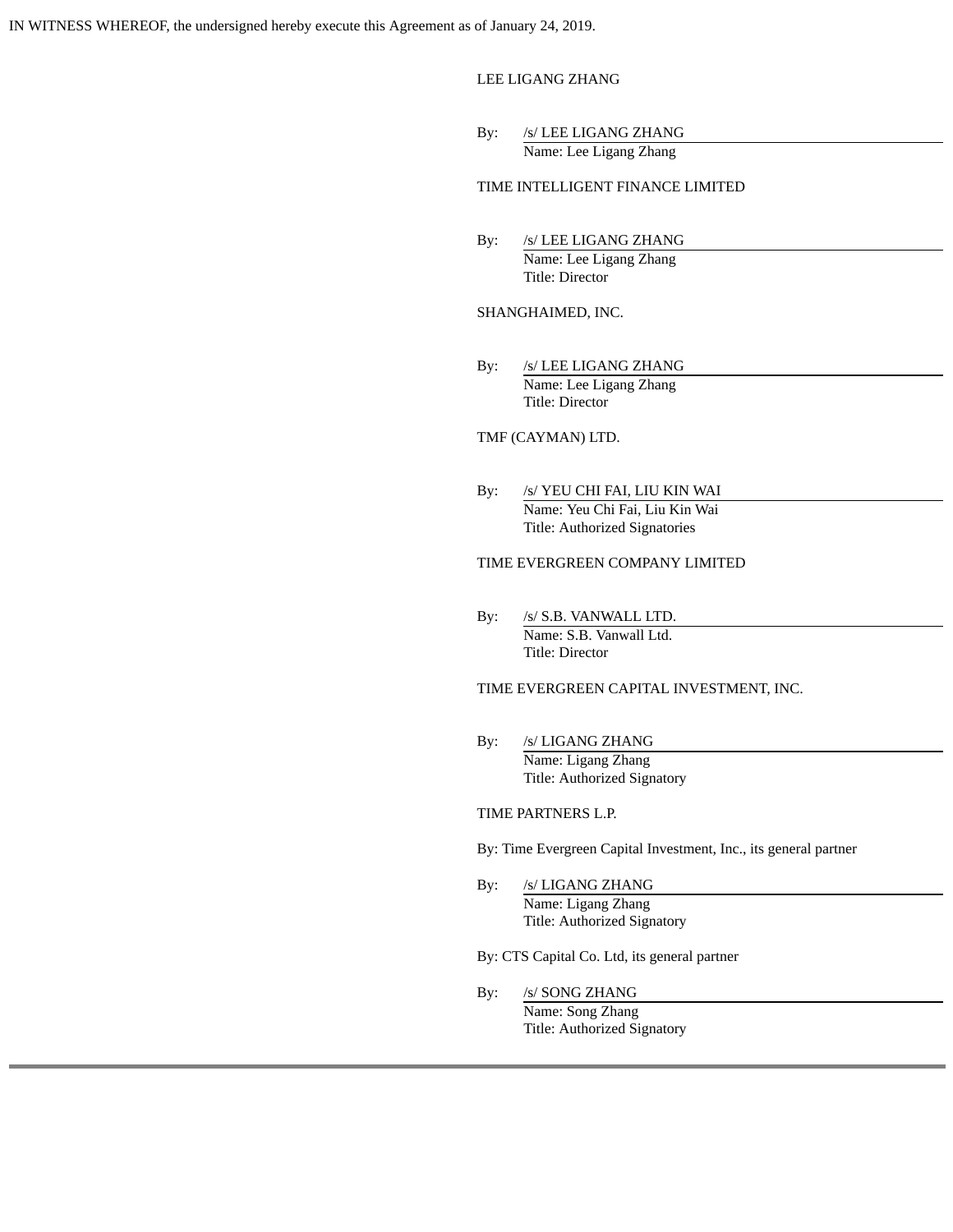IN WITNESS WHEREOF, the undersigned hereby execute this Agreement as of January 24, 2019.

LEE LIGANG ZHANG

By: /s/ LEE LIGANG ZHANG
Name: Lee Ligang Zhang

TIME INTELLIGENT FINANCE LIMITED

By: /s/ LEE LIGANG ZHANG
Name: Lee Ligang Zhang
Title: Director

SHANGHAIMED, INC.

By: /s/ LEE LIGANG ZHANG
Name: Lee Ligang Zhang
Title: Director

TMF (CAYMAN) LTD.

By: /s/ YEU CHI FAI, LIU KIN WAI
Name: Yeu Chi Fai, Liu Kin Wai
Title: Authorized Signatories

TIME EVERGREEN COMPANY LIMITED

By: /s/ S.B. VANWALL LTD.
Name: S.B. Vanwall Ltd.
Title: Director

TIME EVERGREEN CAPITAL INVESTMENT, INC.

By: /s/ LIGANG ZHANG
Name: Ligang Zhang
Title: Authorized Signatory

TIME PARTNERS L.P.

By: Time Evergreen Capital Investment, Inc., its general partner

By: /s/ LIGANG ZHANG
Name: Ligang Zhang
Title: Authorized Signatory

By: CTS Capital Co. Ltd, its general partner

By: /s/ SONG ZHANG
Name: Song Zhang
Title: Authorized Signatory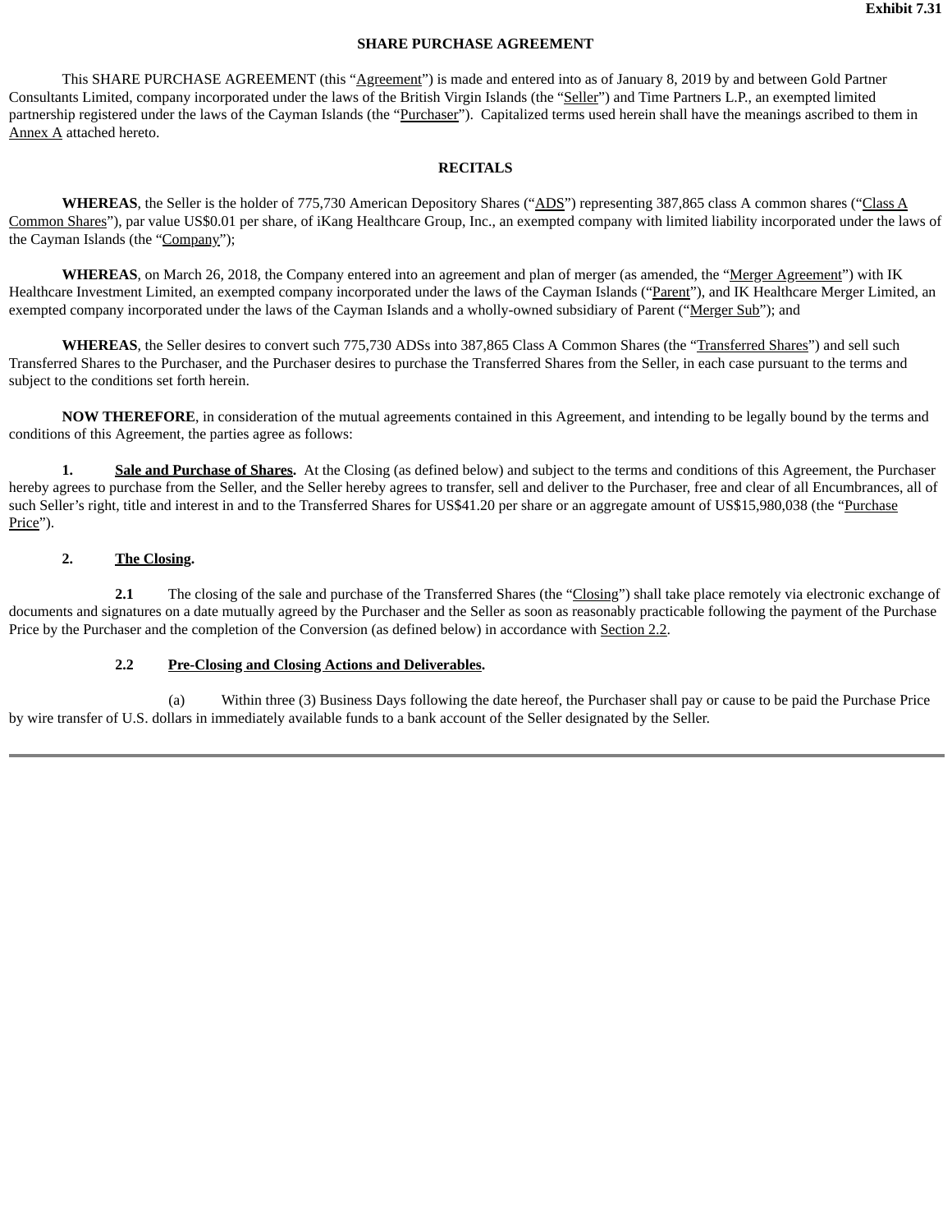**Exhibit 7.31**

# SHARE PURCHASE AGREEMENT

This SHARE PURCHASE AGREEMENT (this "Agreement") is made and entered into as of January 8, 2019 by and between Gold Partner Consultants Limited, company incorporated under the laws of the British Virgin Islands (the "Seller") and Time Partners L.P., an exempted limited partnership registered under the laws of the Cayman Islands (the "Purchaser"). Capitalized terms used herein shall have the meanings ascribed to them in Annex A attached hereto.

## RECITALS

**WHEREAS**, the Seller is the holder of 775,730 American Depository Shares ("ADS") representing 387,865 class A common shares ("Class A Common Shares"), par value US$0.01 per share, of iKang Healthcare Group, Inc., an exempted company with limited liability incorporated under the laws of the Cayman Islands (the "Company");

**WHEREAS**, on March 26, 2018, the Company entered into an agreement and plan of merger (as amended, the "Merger Agreement") with IK Healthcare Investment Limited, an exempted company incorporated under the laws of the Cayman Islands ("Parent"), and IK Healthcare Merger Limited, an exempted company incorporated under the laws of the Cayman Islands and a wholly-owned subsidiary of Parent ("Merger Sub"); and

**WHEREAS**, the Seller desires to convert such 775,730 ADSs into 387,865 Class A Common Shares (the "Transferred Shares") and sell such Transferred Shares to the Purchaser, and the Purchaser desires to purchase the Transferred Shares from the Seller, in each case pursuant to the terms and subject to the conditions set forth herein.

**NOW THEREFORE**, in consideration of the mutual agreements contained in this Agreement, and intending to be legally bound by the terms and conditions of this Agreement, the parties agree as follows:

**1. Sale and Purchase of Shares.** At the Closing (as defined below) and subject to the terms and conditions of this Agreement, the Purchaser hereby agrees to purchase from the Seller, and the Seller hereby agrees to transfer, sell and deliver to the Purchaser, free and clear of all Encumbrances, all of such Seller's right, title and interest in and to the Transferred Shares for US$41.20 per share or an aggregate amount of US$15,980,038 (the "Purchase Price").

**2. The Closing.**

**2.1** The closing of the sale and purchase of the Transferred Shares (the "Closing") shall take place remotely via electronic exchange of documents and signatures on a date mutually agreed by the Purchaser and the Seller as soon as reasonably practicable following the payment of the Purchase Price by the Purchaser and the completion of the Conversion (as defined below) in accordance with Section 2.2.

**2.2 Pre-Closing and Closing Actions and Deliverables.**

(a) Within three (3) Business Days following the date hereof, the Purchaser shall pay or cause to be paid the Purchase Price by wire transfer of U.S. dollars in immediately available funds to a bank account of the Seller designated by the Seller.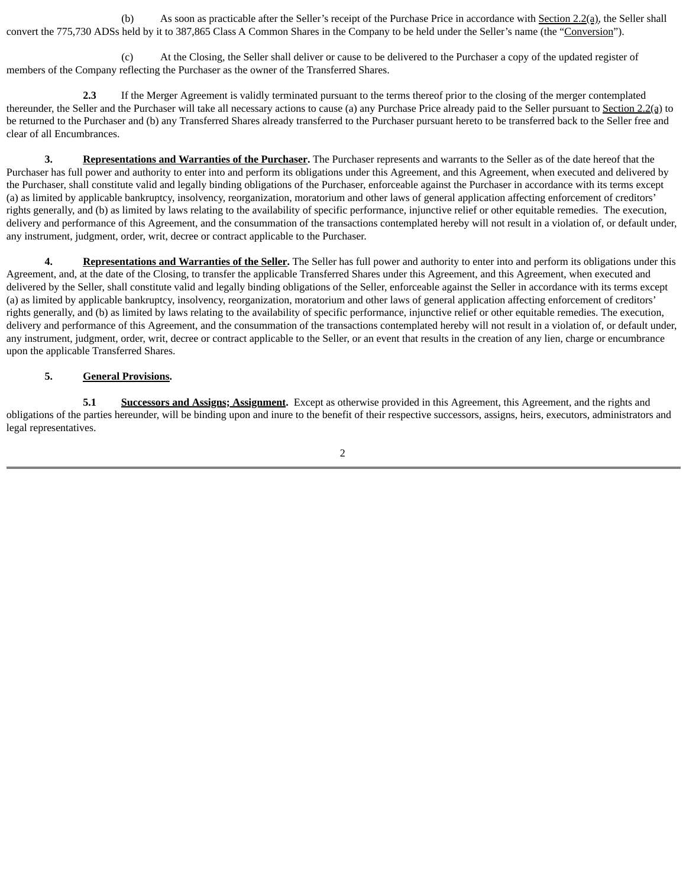(b) As soon as practicable after the Seller's receipt of the Purchase Price in accordance with Section 2.2(a), the Seller shall convert the 775,730 ADSs held by it to 387,865 Class A Common Shares in the Company to be held under the Seller's name (the "Conversion").

(c) At the Closing, the Seller shall deliver or cause to be delivered to the Purchaser a copy of the updated register of members of the Company reflecting the Purchaser as the owner of the Transferred Shares.

**2.3** If the Merger Agreement is validly terminated pursuant to the terms thereof prior to the closing of the merger contemplated thereunder, the Seller and the Purchaser will take all necessary actions to cause (a) any Purchase Price already paid to the Seller pursuant to Section 2.2(a) to be returned to the Purchaser and (b) any Transferred Shares already transferred to the Purchaser pursuant hereto to be transferred back to the Seller free and clear of all Encumbrances.

**3. Representations and Warranties of the Purchaser.** The Purchaser represents and warrants to the Seller as of the date hereof that the Purchaser has full power and authority to enter into and perform its obligations under this Agreement, and this Agreement, when executed and delivered by the Purchaser, shall constitute valid and legally binding obligations of the Purchaser, enforceable against the Purchaser in accordance with its terms except (a) as limited by applicable bankruptcy, insolvency, reorganization, moratorium and other laws of general application affecting enforcement of creditors' rights generally, and (b) as limited by laws relating to the availability of specific performance, injunctive relief or other equitable remedies. The execution, delivery and performance of this Agreement, and the consummation of the transactions contemplated hereby will not result in a violation of, or default under, any instrument, judgment, order, writ, decree or contract applicable to the Purchaser.

**4. Representations and Warranties of the Seller.** The Seller has full power and authority to enter into and perform its obligations under this Agreement, and, at the date of the Closing, to transfer the applicable Transferred Shares under this Agreement, and this Agreement, when executed and delivered by the Seller, shall constitute valid and legally binding obligations of the Seller, enforceable against the Seller in accordance with its terms except (a) as limited by applicable bankruptcy, insolvency, reorganization, moratorium and other laws of general application affecting enforcement of creditors' rights generally, and (b) as limited by laws relating to the availability of specific performance, injunctive relief or other equitable remedies. The execution, delivery and performance of this Agreement, and the consummation of the transactions contemplated hereby will not result in a violation of, or default under, any instrument, judgment, order, writ, decree or contract applicable to the Seller, or an event that results in the creation of any lien, charge or encumbrance upon the applicable Transferred Shares.

**5. General Provisions.**

**5.1 Successors and Assigns; Assignment.** Except as otherwise provided in this Agreement, this Agreement, and the rights and obligations of the parties hereunder, will be binding upon and inure to the benefit of their respective successors, assigns, heirs, executors, administrators and legal representatives.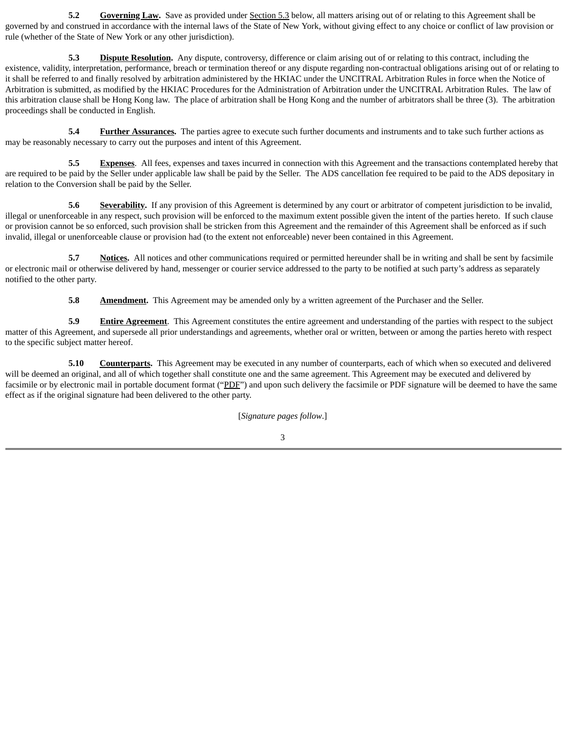**5.2 Governing Law.** Save as provided under Section 5.3 below, all matters arising out of or relating to this Agreement shall be governed by and construed in accordance with the internal laws of the State of New York, without giving effect to any choice or conflict of law provision or rule (whether of the State of New York or any other jurisdiction).

**5.3 Dispute Resolution.** Any dispute, controversy, difference or claim arising out of or relating to this contract, including the existence, validity, interpretation, performance, breach or termination thereof or any dispute regarding non-contractual obligations arising out of or relating to it shall be referred to and finally resolved by arbitration administered by the HKIAC under the UNCITRAL Arbitration Rules in force when the Notice of Arbitration is submitted, as modified by the HKIAC Procedures for the Administration of Arbitration under the UNCITRAL Arbitration Rules. The law of this arbitration clause shall be Hong Kong law. The place of arbitration shall be Hong Kong and the number of arbitrators shall be three (3). The arbitration proceedings shall be conducted in English.

**5.4 Further Assurances.** The parties agree to execute such further documents and instruments and to take such further actions as may be reasonably necessary to carry out the purposes and intent of this Agreement.

**5.5 Expenses**. All fees, expenses and taxes incurred in connection with this Agreement and the transactions contemplated hereby that are required to be paid by the Seller under applicable law shall be paid by the Seller. The ADS cancellation fee required to be paid to the ADS depositary in relation to the Conversion shall be paid by the Seller.

**5.6 Severability.** If any provision of this Agreement is determined by any court or arbitrator of competent jurisdiction to be invalid, illegal or unenforceable in any respect, such provision will be enforced to the maximum extent possible given the intent of the parties hereto. If such clause or provision cannot be so enforced, such provision shall be stricken from this Agreement and the remainder of this Agreement shall be enforced as if such invalid, illegal or unenforceable clause or provision had (to the extent not enforceable) never been contained in this Agreement.

**5.7 Notices.** All notices and other communications required or permitted hereunder shall be in writing and shall be sent by facsimile or electronic mail or otherwise delivered by hand, messenger or courier service addressed to the party to be notified at such party's address as separately notified to the other party.

**5.8 Amendment.** This Agreement may be amended only by a written agreement of the Purchaser and the Seller.

**5.9 Entire Agreement**. This Agreement constitutes the entire agreement and understanding of the parties with respect to the subject matter of this Agreement, and supersede all prior understandings and agreements, whether oral or written, between or among the parties hereto with respect to the specific subject matter hereof.

**5.10 Counterparts.** This Agreement may be executed in any number of counterparts, each of which when so executed and delivered will be deemed an original, and all of which together shall constitute one and the same agreement. This Agreement may be executed and delivered by facsimile or by electronic mail in portable document format ("PDF") and upon such delivery the facsimile or PDF signature will be deemed to have the same effect as if the original signature had been delivered to the other party.

[*Signature pages follow*.]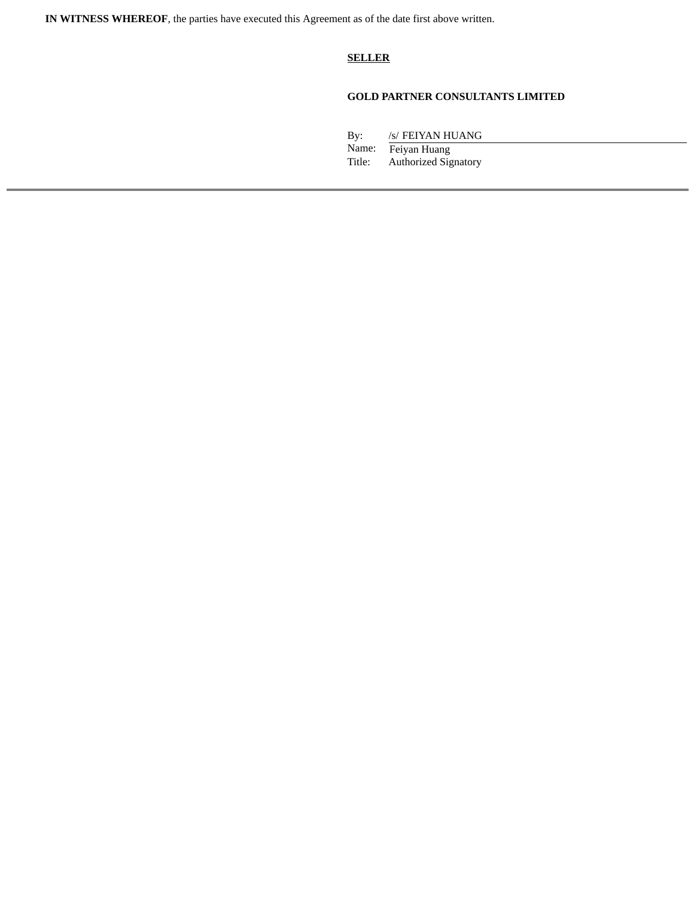**IN WITNESS WHEREOF**, the parties have executed this Agreement as of the date first above written.

**SELLER**

**GOLD PARTNER CONSULTANTS LIMITED**

By: /s/ FEIYAN HUANG
Name: Feiyan Huang
Title: Authorized Signatory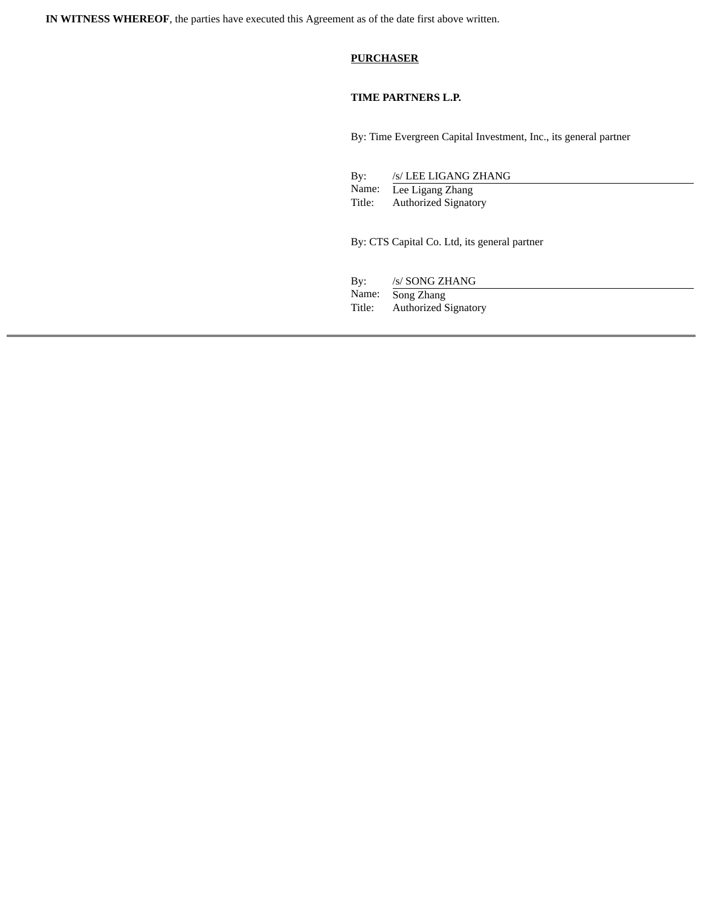**IN WITNESS WHEREOF**, the parties have executed this Agreement as of the date first above written.

**PURCHASER**

**TIME PARTNERS L.P.**

By: Time Evergreen Capital Investment, Inc., its general partner

By: /s/ LEE LIGANG ZHANG
Name: Lee Ligang Zhang
Title: Authorized Signatory

By: CTS Capital Co. Ltd, its general partner

By: /s/ SONG ZHANG
Name: Song Zhang
Title: Authorized Signatory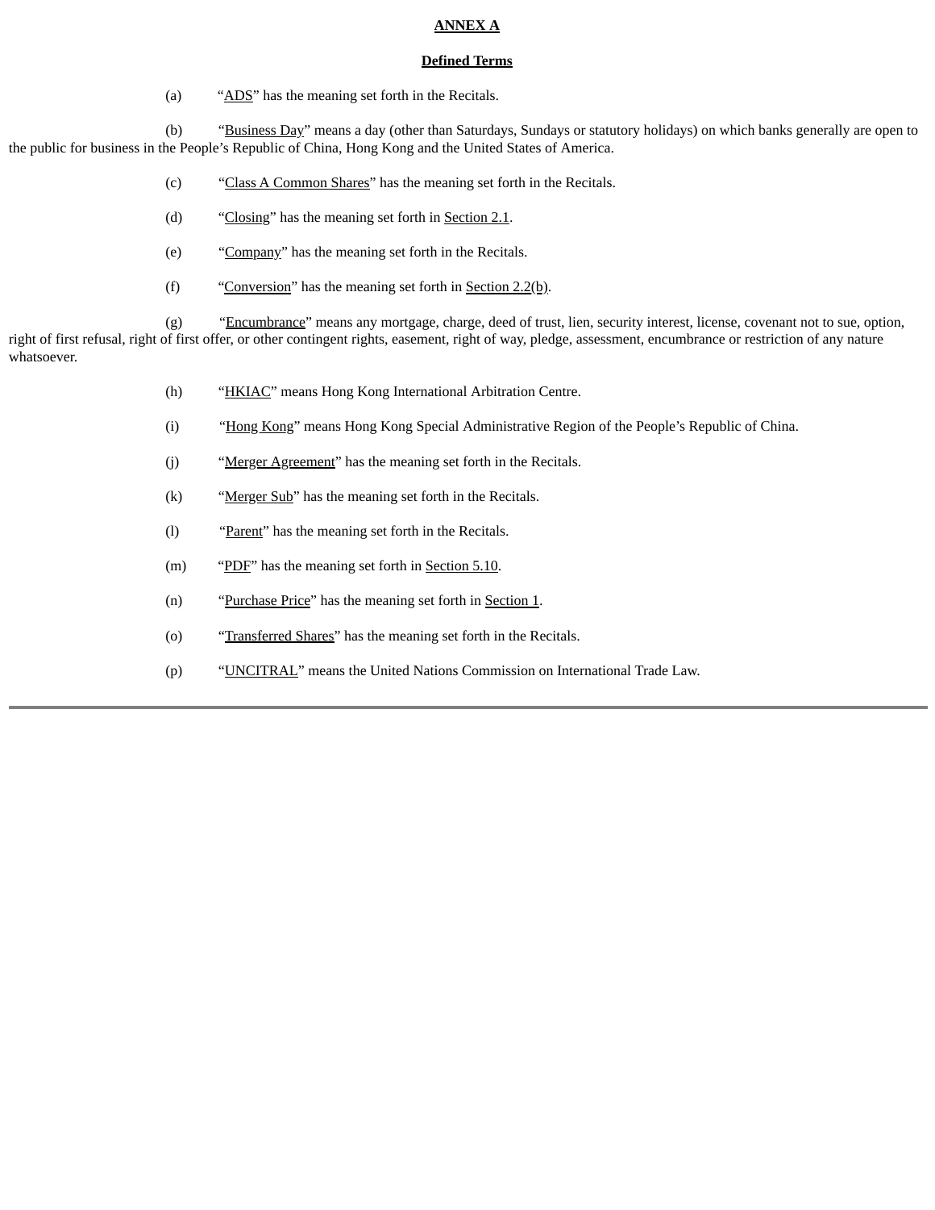# ANNEX A

## Defined Terms

(a) "ADS" has the meaning set forth in the Recitals.

(b) "Business Day" means a day (other than Saturdays, Sundays or statutory holidays) on which banks generally are open to the public for business in the People's Republic of China, Hong Kong and the United States of America.

(c) "Class A Common Shares" has the meaning set forth in the Recitals.

(d) "Closing" has the meaning set forth in Section 2.1.

(e) "Company" has the meaning set forth in the Recitals.

(f) "Conversion" has the meaning set forth in Section 2.2(b).

(g) "Encumbrance" means any mortgage, charge, deed of trust, lien, security interest, license, covenant not to sue, option, right of first refusal, right of first offer, or other contingent rights, easement, right of way, pledge, assessment, encumbrance or restriction of any nature whatsoever.

(h) "HKIAC" means Hong Kong International Arbitration Centre.

(i) "Hong Kong" means Hong Kong Special Administrative Region of the People's Republic of China.

(j) "Merger Agreement" has the meaning set forth in the Recitals.

(k) "Merger Sub" has the meaning set forth in the Recitals.

(l) "Parent" has the meaning set forth in the Recitals.

(m) "PDF" has the meaning set forth in Section 5.10.

(n) "Purchase Price" has the meaning set forth in Section 1.

(o) "Transferred Shares" has the meaning set forth in the Recitals.

(p) "UNCITRAL" means the United Nations Commission on International Trade Law.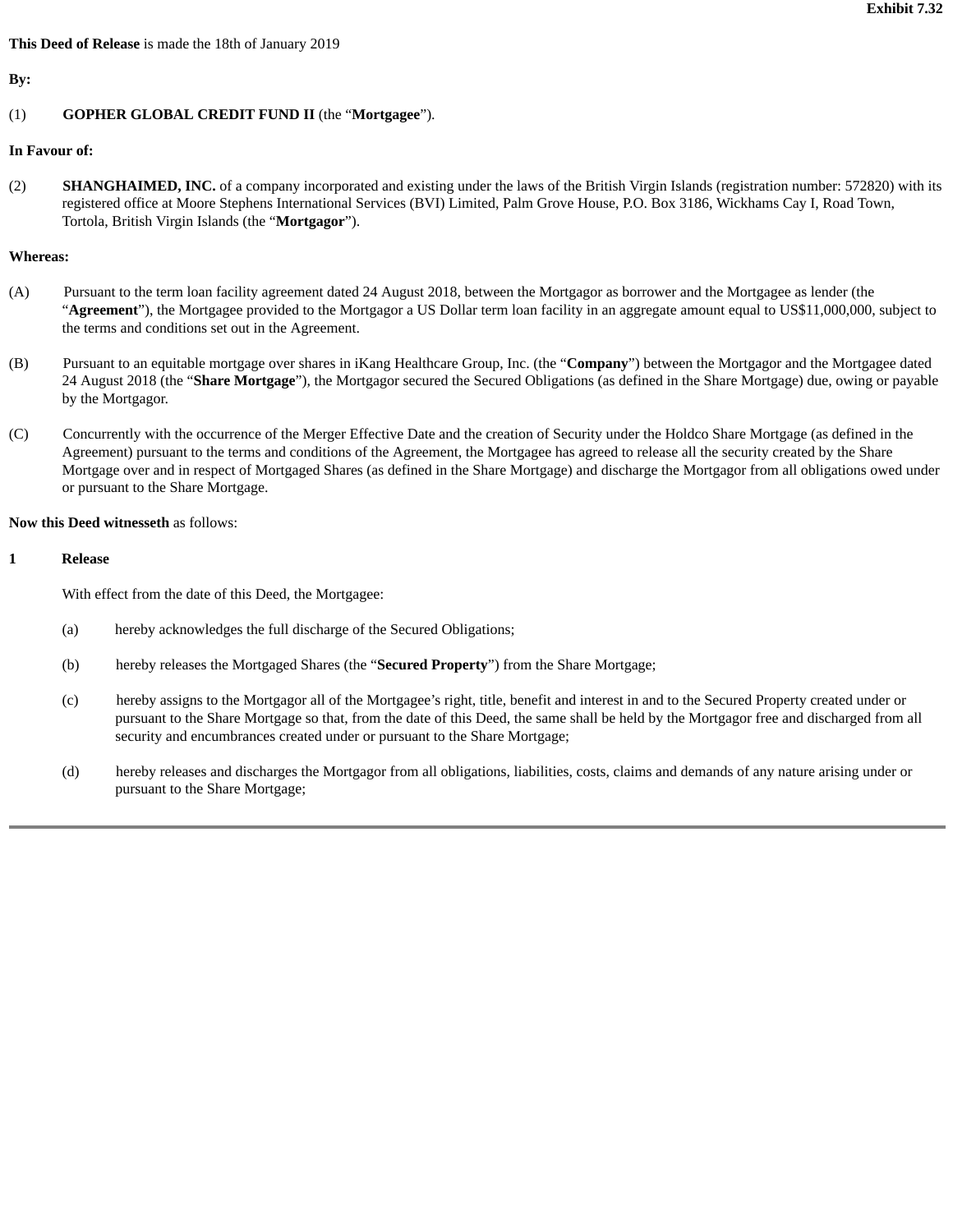**Exhibit 7.32**

**This Deed of Release** is made the 18th of January 2019

**By:**

(1) **GOPHER GLOBAL CREDIT FUND II** (the "**Mortgagee**").

**In Favour of:**

(2) **SHANGHAIMED, INC.** of a company incorporated and existing under the laws of the British Virgin Islands (registration number: 572820) with its registered office at Moore Stephens International Services (BVI) Limited, Palm Grove House, P.O. Box 3186, Wickhams Cay I, Road Town, Tortola, British Virgin Islands (the "**Mortgagor**").

**Whereas:**

(A) Pursuant to the term loan facility agreement dated 24 August 2018, between the Mortgagor as borrower and the Mortgagee as lender (the "**Agreement**"), the Mortgagee provided to the Mortgagor a US Dollar term loan facility in an aggregate amount equal to US$11,000,000, subject to the terms and conditions set out in the Agreement.

(B) Pursuant to an equitable mortgage over shares in iKang Healthcare Group, Inc. (the "**Company**") between the Mortgagor and the Mortgagee dated 24 August 2018 (the "**Share Mortgage**"), the Mortgagor secured the Secured Obligations (as defined in the Share Mortgage) due, owing or payable by the Mortgagor.

(C) Concurrently with the occurrence of the Merger Effective Date and the creation of Security under the Holdco Share Mortgage (as defined in the Agreement) pursuant to the terms and conditions of the Agreement, the Mortgagee has agreed to release all the security created by the Share Mortgage over and in respect of Mortgaged Shares (as defined in the Share Mortgage) and discharge the Mortgagor from all obligations owed under or pursuant to the Share Mortgage.

**Now this Deed witnesseth** as follows:

**1 Release**

With effect from the date of this Deed, the Mortgagee:

(a) hereby acknowledges the full discharge of the Secured Obligations;

(b) hereby releases the Mortgaged Shares (the "**Secured Property**") from the Share Mortgage;

(c) hereby assigns to the Mortgagor all of the Mortgagee's right, title, benefit and interest in and to the Secured Property created under or pursuant to the Share Mortgage so that, from the date of this Deed, the same shall be held by the Mortgagor free and discharged from all security and encumbrances created under or pursuant to the Share Mortgage;

(d) hereby releases and discharges the Mortgagor from all obligations, liabilities, costs, claims and demands of any nature arising under or pursuant to the Share Mortgage;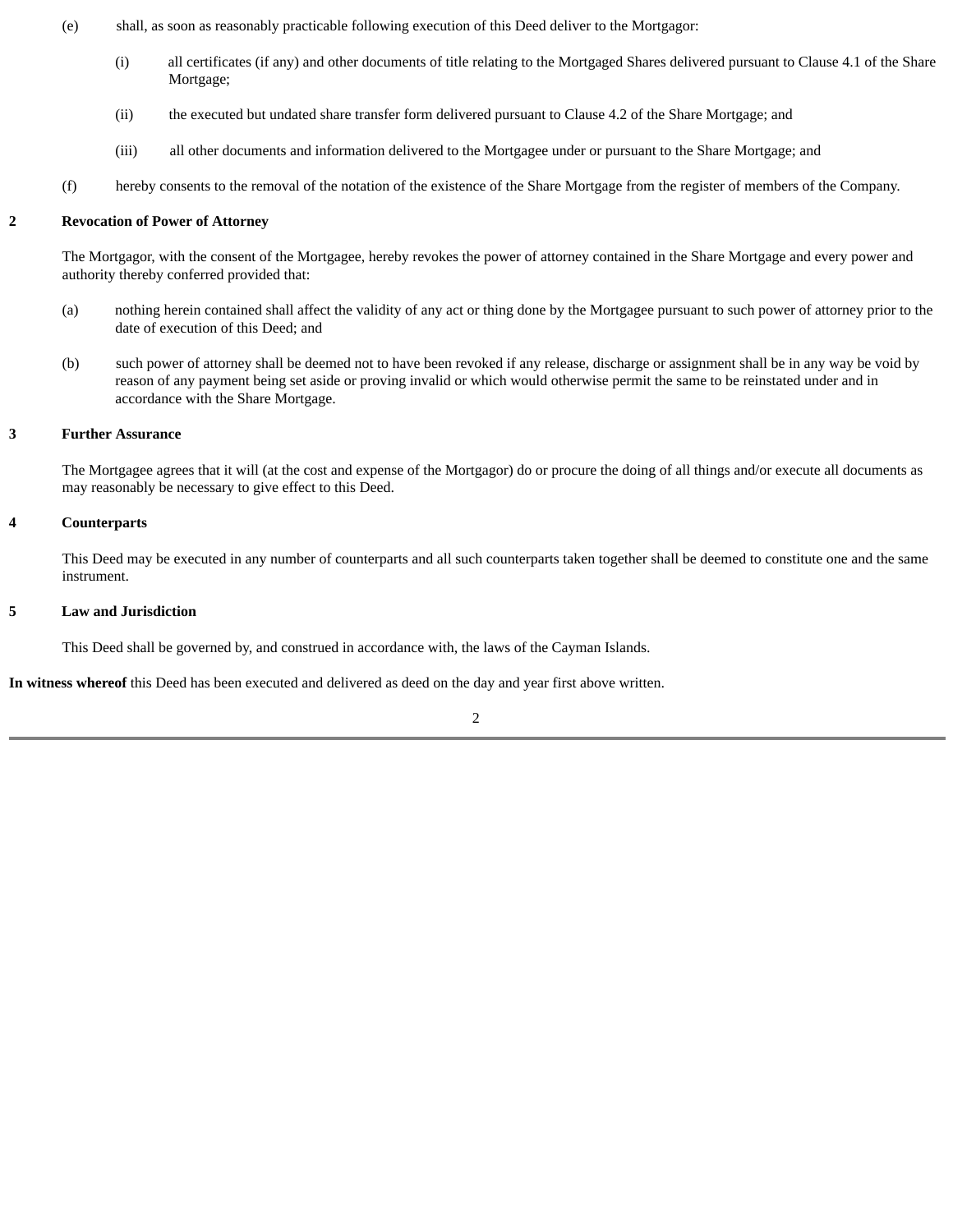(e) shall, as soon as reasonably practicable following execution of this Deed deliver to the Mortgagor:

(i) all certificates (if any) and other documents of title relating to the Mortgaged Shares delivered pursuant to Clause 4.1 of the Share Mortgage;

(ii) the executed but undated share transfer form delivered pursuant to Clause 4.2 of the Share Mortgage; and

(iii) all other documents and information delivered to the Mortgagee under or pursuant to the Share Mortgage; and

(f) hereby consents to the removal of the notation of the existence of the Share Mortgage from the register of members of the Company.

**2 Revocation of Power of Attorney**

The Mortgagor, with the consent of the Mortgagee, hereby revokes the power of attorney contained in the Share Mortgage and every power and authority thereby conferred provided that:

(a) nothing herein contained shall affect the validity of any act or thing done by the Mortgagee pursuant to such power of attorney prior to the date of execution of this Deed; and

(b) such power of attorney shall be deemed not to have been revoked if any release, discharge or assignment shall be in any way be void by reason of any payment being set aside or proving invalid or which would otherwise permit the same to be reinstated under and in accordance with the Share Mortgage.

**3 Further Assurance**

The Mortgagee agrees that it will (at the cost and expense of the Mortgagor) do or procure the doing of all things and/or execute all documents as may reasonably be necessary to give effect to this Deed.

**4 Counterparts**

This Deed may be executed in any number of counterparts and all such counterparts taken together shall be deemed to constitute one and the same instrument.

**5 Law and Jurisdiction**

This Deed shall be governed by, and construed in accordance with, the laws of the Cayman Islands.

**In witness whereof** this Deed has been executed and delivered as deed on the day and year first above written.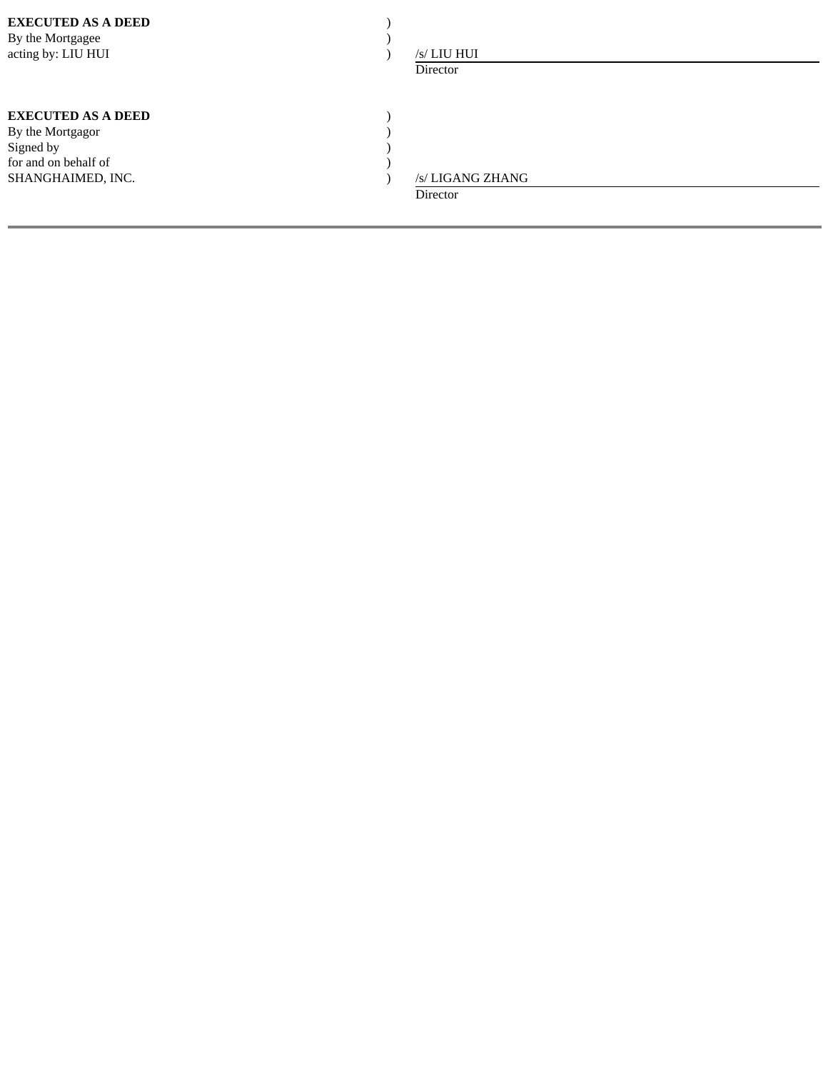| | | |
|---|---|---|
| **EXECUTED AS A DEED** | ) | |
| By the Mortgagee | ) | |
| acting by: LIU HUI | ) | /s/ LIU HUI |
| | | Director |

| | | |
|---|---|---|
| **EXECUTED AS A DEED** | ) | |
| By the Mortgagor | ) | |
| Signed by | ) | |
| for and on behalf of | ) | |
| SHANGHAIMED, INC. | ) | /s/ LIGANG ZHANG |
| | | Director |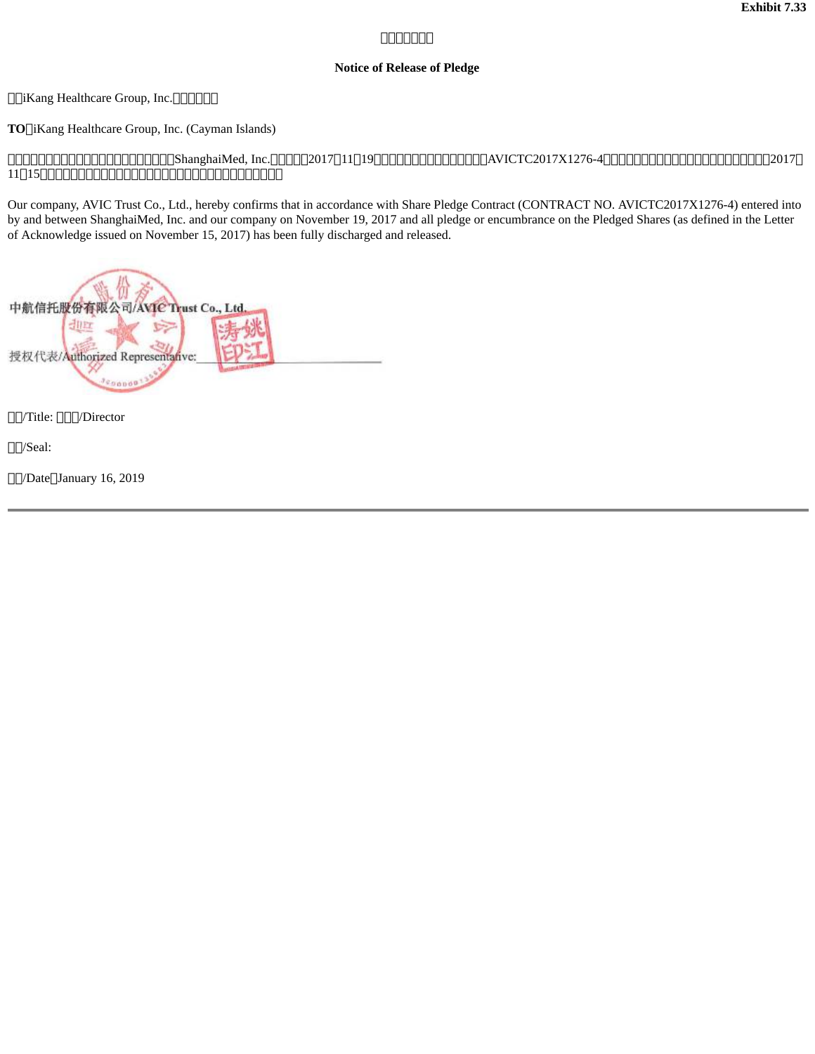**Exhibit 7.33**

## □□□□□□□

**Notice of Release of Pledge**

□□iKang Healthcare Group, Inc.□□□□□□

**TO**□iKang Healthcare Group, Inc. (Cayman Islands)

□□□□□□□□□□□□□□□□□□□□□□□□ShanghaiMed, Inc.□□□□□2017□11□19□□□□□□□□□□□□□□□□AVICTC2017X1276-4□□□□□□□□□□□□□□□□□□□□□□□□□2017□11□15□□□□□□□□□□□□□□□□□□□□□□□□□□□□□□□□□□□□□□□

Our company, AVIC Trust Co., Ltd., hereby confirms that in accordance with Share Pledge Contract (CONTRACT NO. AVICTC2017X1276-4) entered into by and between ShanghaiMed, Inc. and our company on November 19, 2017 and all pledge or encumbrance on the Pledged Shares (as defined in the Letter of Acknowledge issued on November 15, 2017) has been fully discharged and released.

中航信托股份有限公司/AVIC Trust Co., Ltd.

授权代表/Authorized Representative: ______________________

□□/Title: □□□/Director

□□/Seal:

□□/Date□January 16, 2019